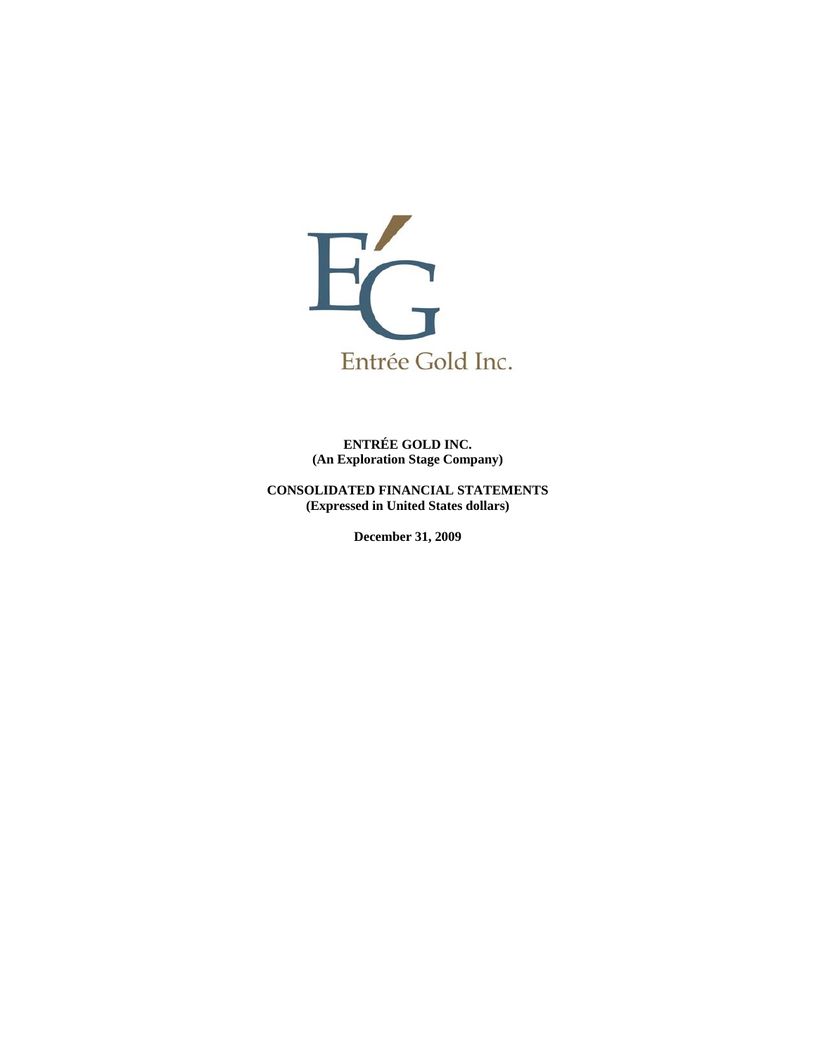Entrée Gold Inc.

**ENTRÉE GOLD INC.**
**(An Exploration Stage Company)**

**CONSOLIDATED FINANCIAL STATEMENTS**
**(Expressed in United States dollars)**

**December 31, 2009**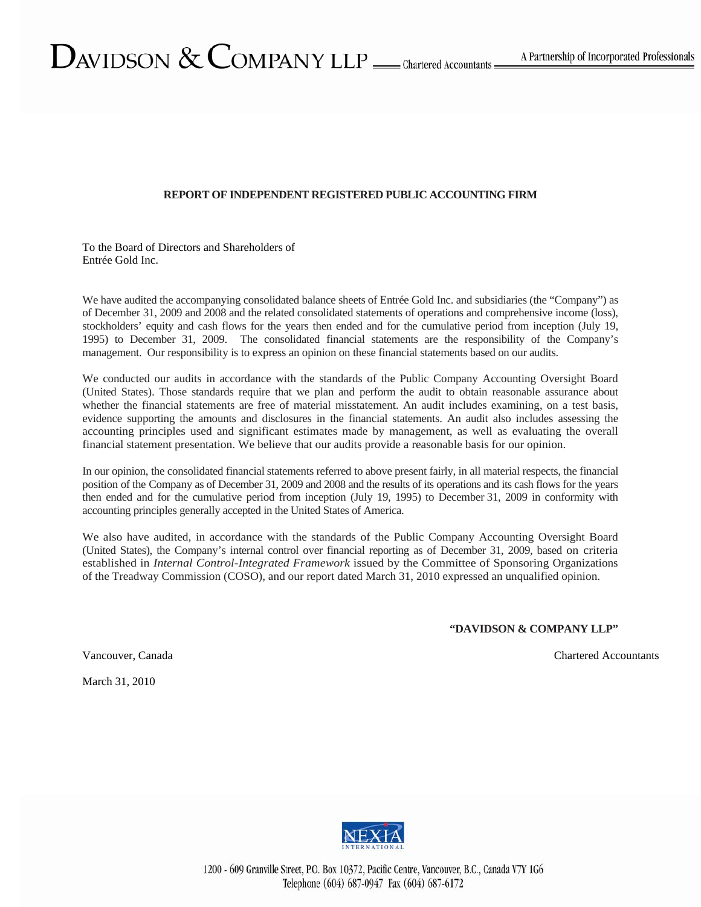DAVIDSON & COMPANY LLP — Chartered Accountants — A Partnership of Incorporated Professionals

## REPORT OF INDEPENDENT REGISTERED PUBLIC ACCOUNTING FIRM

To the Board of Directors and Shareholders of
Entrée Gold Inc.

We have audited the accompanying consolidated balance sheets of Entrée Gold Inc. and subsidiaries (the "Company") as of December 31, 2009 and 2008 and the related consolidated statements of operations and comprehensive income (loss), stockholders' equity and cash flows for the years then ended and for the cumulative period from inception (July 19, 1995) to December 31, 2009. The consolidated financial statements are the responsibility of the Company's management. Our responsibility is to express an opinion on these financial statements based on our audits.

We conducted our audits in accordance with the standards of the Public Company Accounting Oversight Board (United States). Those standards require that we plan and perform the audit to obtain reasonable assurance about whether the financial statements are free of material misstatement. An audit includes examining, on a test basis, evidence supporting the amounts and disclosures in the financial statements. An audit also includes assessing the accounting principles used and significant estimates made by management, as well as evaluating the overall financial statement presentation. We believe that our audits provide a reasonable basis for our opinion.

In our opinion, the consolidated financial statements referred to above present fairly, in all material respects, the financial position of the Company as of December 31, 2009 and 2008 and the results of its operations and its cash flows for the years then ended and for the cumulative period from inception (July 19, 1995) to December 31, 2009 in conformity with accounting principles generally accepted in the United States of America.

We also have audited, in accordance with the standards of the Public Company Accounting Oversight Board (United States), the Company's internal control over financial reporting as of December 31, 2009, based on criteria established in *Internal Control-Integrated Framework* issued by the Committee of Sponsoring Organizations of the Treadway Commission (COSO), and our report dated March 31, 2010 expressed an unqualified opinion.

**"DAVIDSON & COMPANY LLP"**

Vancouver, Canada — Chartered Accountants

March 31, 2010

NEXIA INTERNATIONAL

1200 - 609 Granville Street, P.O. Box 10372, Pacific Centre, Vancouver, B.C., Canada V7Y 1G6
Telephone (604) 687-0947 Fax (604) 687-6172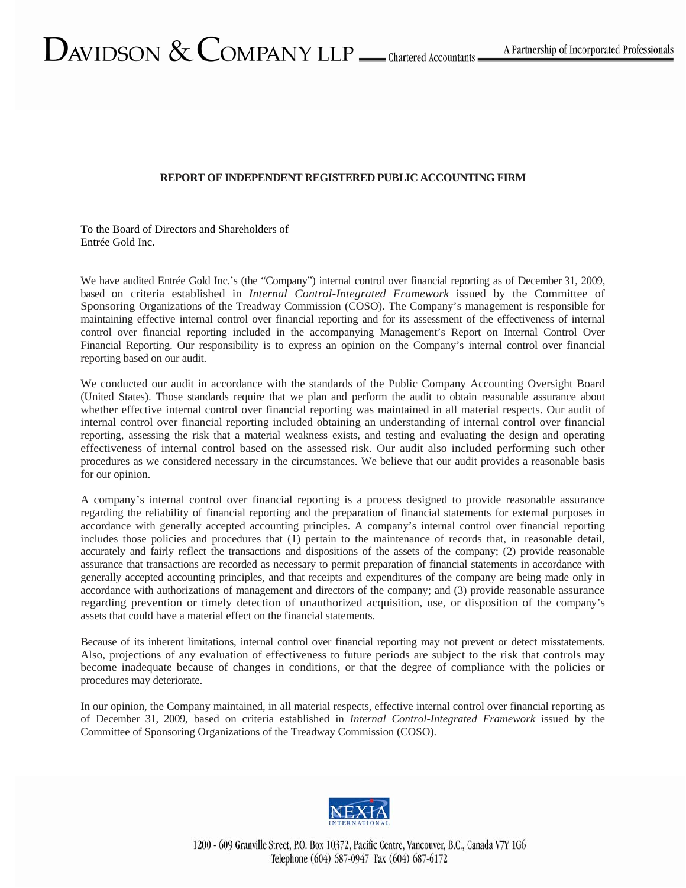# DAVIDSON & COMPANY LLP — Chartered Accountants — A Partnership of Incorporated Professionals

**REPORT OF INDEPENDENT REGISTERED PUBLIC ACCOUNTING FIRM**

To the Board of Directors and Shareholders of
Entrée Gold Inc.

We have audited Entrée Gold Inc.'s (the "Company") internal control over financial reporting as of December 31, 2009, based on criteria established in *Internal Control-Integrated Framework* issued by the Committee of Sponsoring Organizations of the Treadway Commission (COSO). The Company's management is responsible for maintaining effective internal control over financial reporting and for its assessment of the effectiveness of internal control over financial reporting included in the accompanying Management's Report on Internal Control Over Financial Reporting. Our responsibility is to express an opinion on the Company's internal control over financial reporting based on our audit.

We conducted our audit in accordance with the standards of the Public Company Accounting Oversight Board (United States). Those standards require that we plan and perform the audit to obtain reasonable assurance about whether effective internal control over financial reporting was maintained in all material respects. Our audit of internal control over financial reporting included obtaining an understanding of internal control over financial reporting, assessing the risk that a material weakness exists, and testing and evaluating the design and operating effectiveness of internal control based on the assessed risk. Our audit also included performing such other procedures as we considered necessary in the circumstances. We believe that our audit provides a reasonable basis for our opinion.

A company's internal control over financial reporting is a process designed to provide reasonable assurance regarding the reliability of financial reporting and the preparation of financial statements for external purposes in accordance with generally accepted accounting principles. A company's internal control over financial reporting includes those policies and procedures that (1) pertain to the maintenance of records that, in reasonable detail, accurately and fairly reflect the transactions and dispositions of the assets of the company; (2) provide reasonable assurance that transactions are recorded as necessary to permit preparation of financial statements in accordance with generally accepted accounting principles, and that receipts and expenditures of the company are being made only in accordance with authorizations of management and directors of the company; and (3) provide reasonable assurance regarding prevention or timely detection of unauthorized acquisition, use, or disposition of the company's assets that could have a material effect on the financial statements.

Because of its inherent limitations, internal control over financial reporting may not prevent or detect misstatements. Also, projections of any evaluation of effectiveness to future periods are subject to the risk that controls may become inadequate because of changes in conditions, or that the degree of compliance with the policies or procedures may deteriorate.

In our opinion, the Company maintained, in all material respects, effective internal control over financial reporting as of December 31, 2009, based on criteria established in *Internal Control-Integrated Framework* issued by the Committee of Sponsoring Organizations of the Treadway Commission (COSO).

NEXIA INTERNATIONAL

1200 - 609 Granville Street, P.O. Box 10372, Pacific Centre, Vancouver, B.C., Canada V7Y 1G6
Telephone (604) 687-0947 Fax (604) 687-6172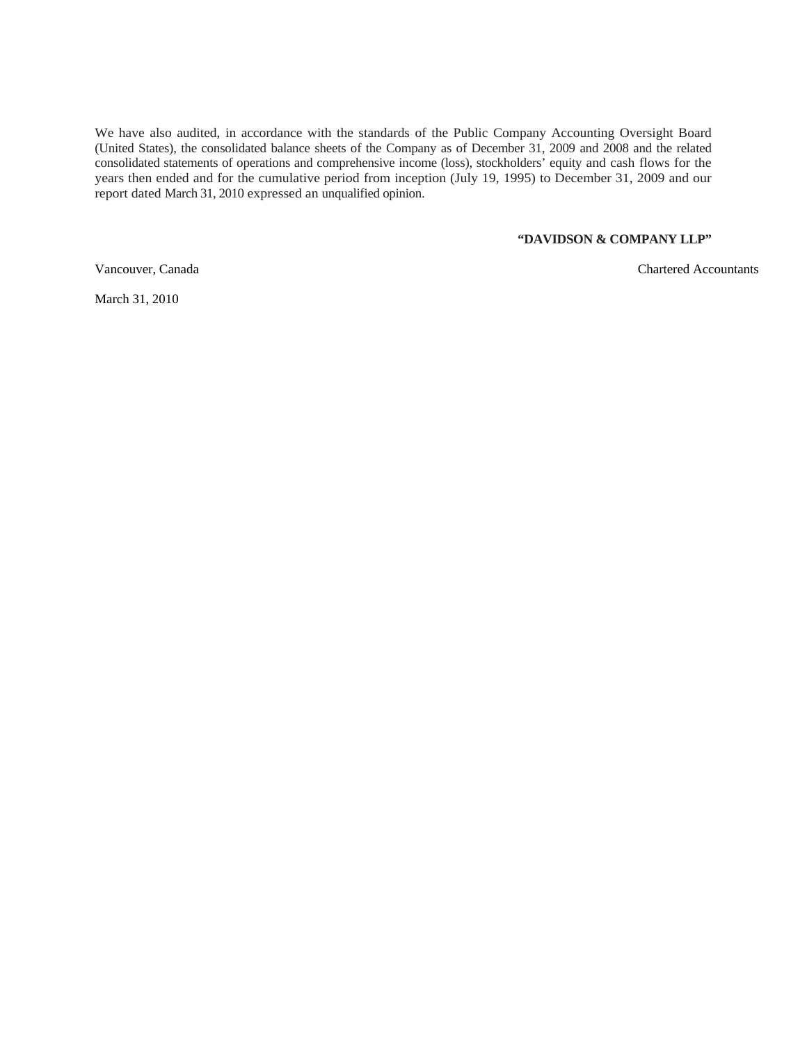We have also audited, in accordance with the standards of the Public Company Accounting Oversight Board (United States), the consolidated balance sheets of the Company as of December 31, 2009 and 2008 and the related consolidated statements of operations and comprehensive income (loss), stockholders' equity and cash flows for the years then ended and for the cumulative period from inception (July 19, 1995) to December 31, 2009 and our report dated March 31, 2010 expressed an unqualified opinion.

**"DAVIDSON & COMPANY LLP"**

Vancouver, Canada

Chartered Accountants

March 31, 2010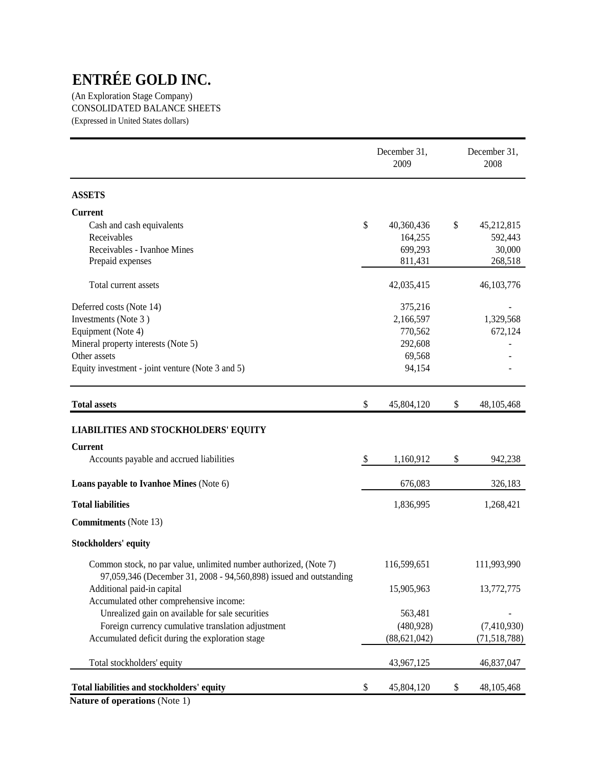# ENTRÉE GOLD INC.

(An Exploration Stage Company)
CONSOLIDATED BALANCE SHEETS
(Expressed in United States dollars)

| | December 31, 2009 | December 31, 2008 |
|---|---|---|
| **ASSETS** | | |
| **Current** | | |
| Cash and cash equivalents | $ 40,360,436 | $ 45,212,815 |
| Receivables | 164,255 | 592,443 |
| Receivables - Ivanhoe Mines | 699,293 | 30,000 |
| Prepaid expenses | 811,431 | 268,518 |
| Total current assets | 42,035,415 | 46,103,776 |
| Deferred costs (Note 14) | 375,216 | - |
| Investments (Note 3 ) | 2,166,597 | 1,329,568 |
| Equipment (Note 4) | 770,562 | 672,124 |
| Mineral property interests (Note 5) | 292,608 | - |
| Other assets | 69,568 | - |
| Equity investment - joint venture (Note 3 and 5) | 94,154 | - |
| **Total assets** | $ 45,804,120 | $ 48,105,468 |
| **LIABILITIES AND STOCKHOLDERS' EQUITY** | | |
| **Current** | | |
| Accounts payable and accrued liabilities | $ 1,160,912 | $ 942,238 |
| **Loans payable to Ivanhoe Mines** (Note 6) | 676,083 | 326,183 |
| **Total liabilities** | 1,836,995 | 1,268,421 |
| **Commitments** (Note 13) | | |
| **Stockholders' equity** | | |
| Common stock, no par value, unlimited number authorized, (Note 7) 97,059,346 (December 31, 2008 - 94,560,898) issued and outstanding | 116,599,651 | 111,993,990 |
| Additional paid-in capital | 15,905,963 | 13,772,775 |
| Accumulated other comprehensive income: | | |
| Unrealized gain on available for sale securities | 563,481 | - |
| Foreign currency cumulative translation adjustment | (480,928) | (7,410,930) |
| Accumulated deficit during the exploration stage | (88,621,042) | (71,518,788) |
| Total stockholders' equity | 43,967,125 | 46,837,047 |
| **Total liabilities and stockholders' equity** | $ 45,804,120 | $ 48,105,468 |

**Nature of operations** (Note 1)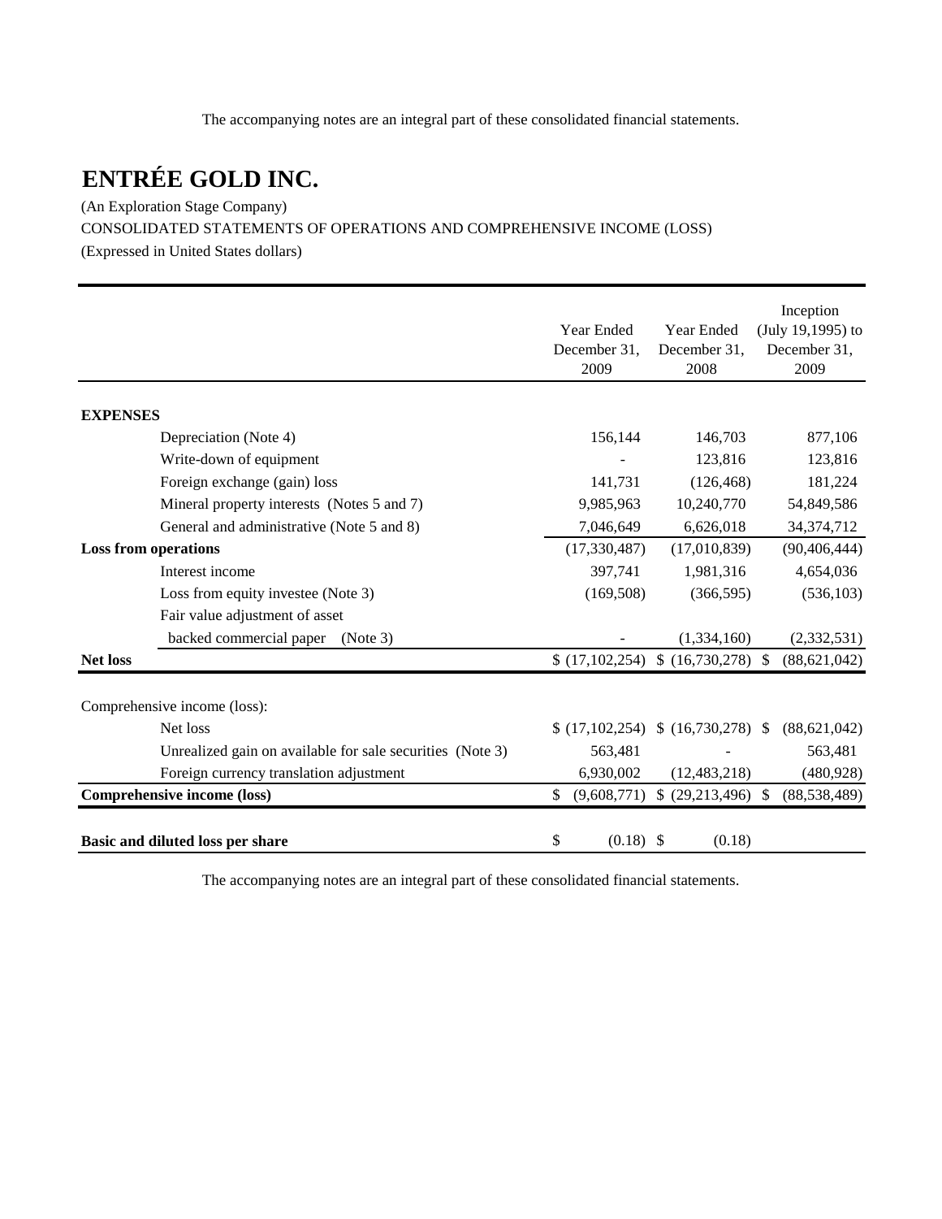The accompanying notes are an integral part of these consolidated financial statements.

# ENTRÉE GOLD INC.

(An Exploration Stage Company)

CONSOLIDATED STATEMENTS OF OPERATIONS AND COMPREHENSIVE INCOME (LOSS)

(Expressed in United States dollars)

| | Year Ended December 31, 2009 | Year Ended December 31, 2008 | Inception (July 19,1995) to December 31, 2009 |
|---|---|---|---|
| **EXPENSES** | | | |
| Depreciation (Note 4) | 156,144 | 146,703 | 877,106 |
| Write-down of equipment | - | 123,816 | 123,816 |
| Foreign exchange (gain) loss | 141,731 | (126,468) | 181,224 |
| Mineral property interests (Notes 5 and 7) | 9,985,963 | 10,240,770 | 54,849,586 |
| General and administrative (Note 5 and 8) | 7,046,649 | 6,626,018 | 34,374,712 |
| **Loss from operations** | (17,330,487) | (17,010,839) | (90,406,444) |
| Interest income | 397,741 | 1,981,316 | 4,654,036 |
| Loss from equity investee (Note 3) | (169,508) | (366,595) | (536,103) |
| Fair value adjustment of asset backed commercial paper (Note 3) | - | (1,334,160) | (2,332,531) |
| **Net loss** | $ (17,102,254) | $ (16,730,278) | $ (88,621,042) |
| Comprehensive income (loss): | | | |
| Net loss | $ (17,102,254) | $ (16,730,278) | $ (88,621,042) |
| Unrealized gain on available for sale securities (Note 3) | 563,481 | - | 563,481 |
| Foreign currency translation adjustment | 6,930,002 | (12,483,218) | (480,928) |
| **Comprehensive income (loss)** | $ (9,608,771) | $ (29,213,496) | $ (88,538,489) |
| **Basic and diluted loss per share** | $ (0.18) | $ (0.18) | |

The accompanying notes are an integral part of these consolidated financial statements.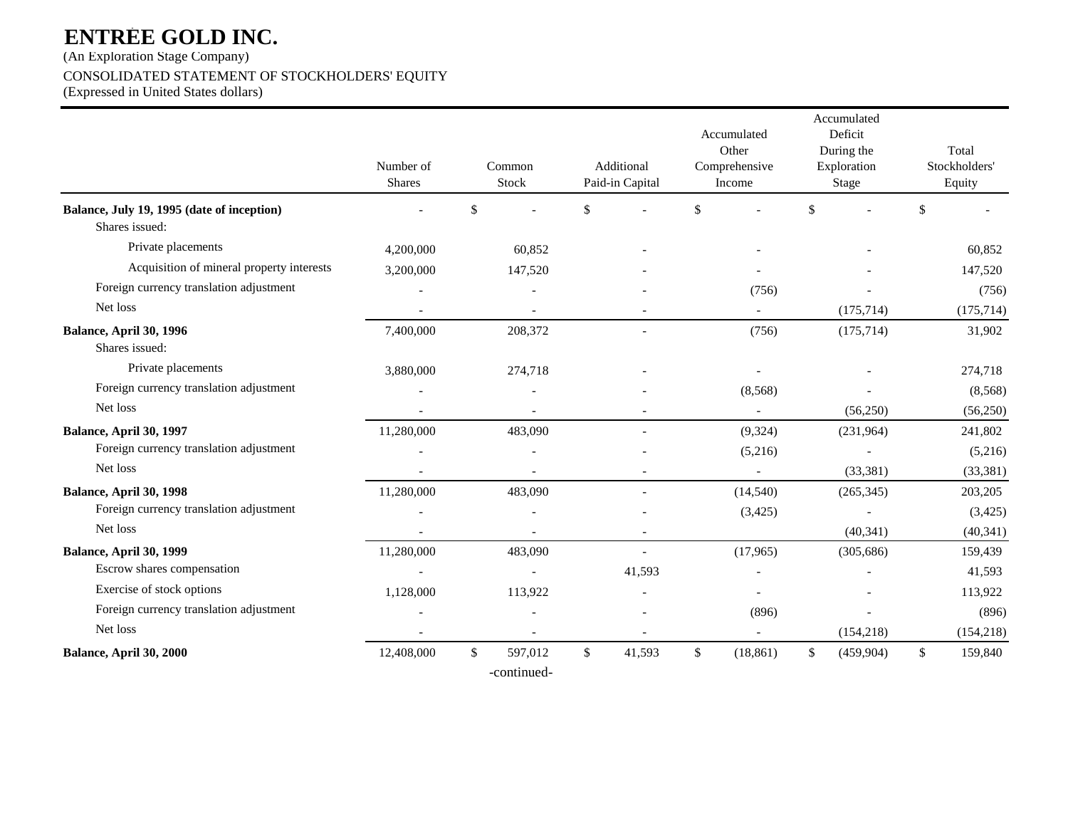# ENTRÉE GOLD INC.

(An Exploration Stage Company)

CONSOLIDATED STATEMENT OF STOCKHOLDERS' EQUITY

(Expressed in United States dollars)

| | Number of Shares | Common Stock | Additional Paid-in Capital | Accumulated Other Comprehensive Income | Accumulated Deficit During the Exploration Stage | Total Stockholders' Equity |
|---|---|---|---|---|---|---|
| **Balance, July 19, 1995 (date of inception)** | - | $ - | $ - | $ - | $ - | $ - |
| Shares issued: | | | | | | |
| Private placements | 4,200,000 | 60,852 | - | - | - | 60,852 |
| Acquisition of mineral property interests | 3,200,000 | 147,520 | - | - | - | 147,520 |
| Foreign currency translation adjustment | - | - | - | (756) | - | (756) |
| Net loss | - | - | - | - | (175,714) | (175,714) |
| **Balance, April 30, 1996** | 7,400,000 | 208,372 | - | (756) | (175,714) | 31,902 |
| Shares issued: | | | | | | |
| Private placements | 3,880,000 | 274,718 | - | - | - | 274,718 |
| Foreign currency translation adjustment | - | - | - | (8,568) | - | (8,568) |
| Net loss | - | - | - | - | (56,250) | (56,250) |
| **Balance, April 30, 1997** | 11,280,000 | 483,090 | - | (9,324) | (231,964) | 241,802 |
| Foreign currency translation adjustment | - | - | - | (5,216) | - | (5,216) |
| Net loss | - | - | - | - | (33,381) | (33,381) |
| **Balance, April 30, 1998** | 11,280,000 | 483,090 | - | (14,540) | (265,345) | 203,205 |
| Foreign currency translation adjustment | - | - | - | (3,425) | - | (3,425) |
| Net loss | - | - | - | | (40,341) | (40,341) |
| **Balance, April 30, 1999** | 11,280,000 | 483,090 | - | (17,965) | (305,686) | 159,439 |
| Escrow shares compensation | - | - | 41,593 | - | - | 41,593 |
| Exercise of stock options | 1,128,000 | 113,922 | - | - | - | 113,922 |
| Foreign currency translation adjustment | - | - | - | (896) | - | (896) |
| Net loss | - | - | - | - | (154,218) | (154,218) |
| **Balance, April 30, 2000** | 12,408,000 | $ 597,012 | $ 41,593 | $ (18,861) | $ (459,904) | $ 159,840 |

-continued-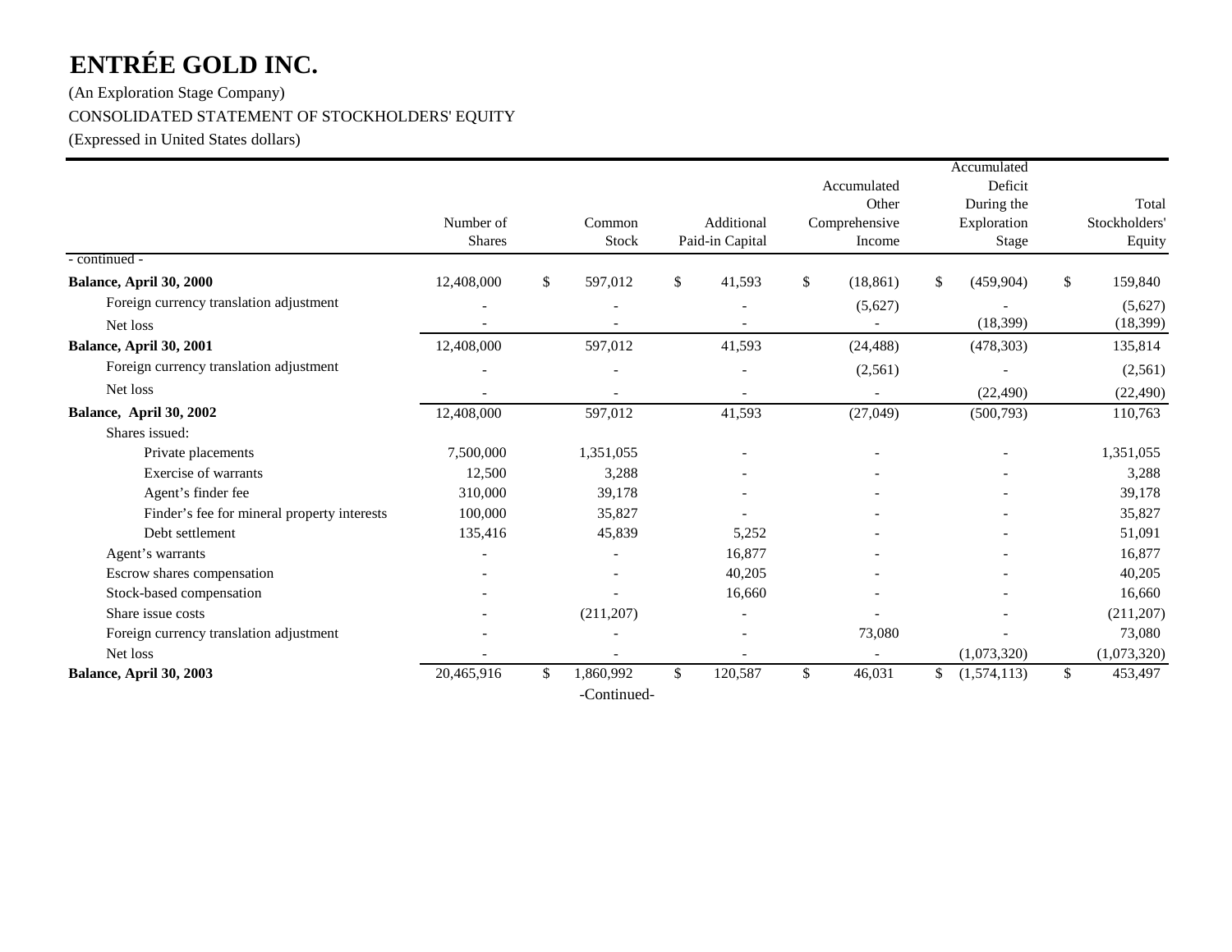# ENTRÉE GOLD INC.

(An Exploration Stage Company)

CONSOLIDATED STATEMENT OF STOCKHOLDERS' EQUITY

(Expressed in United States dollars)

| | Number of Shares | Common Stock | Additional Paid-in Capital | Accumulated Other Comprehensive Income | Accumulated Deficit During the Exploration Stage | Total Stockholders' Equity |
|---|---|---|---|---|---|---|
| - continued - | | | | | | |
| **Balance, April 30, 2000** | 12,408,000 | $ 597,012 | $ 41,593 | $ (18,861) | $ (459,904) | $ 159,840 |
| Foreign currency translation adjustment | - | - | - | (5,627) | - | (5,627) |
| Net loss | - | - | - | - | (18,399) | (18,399) |
| **Balance, April 30, 2001** | 12,408,000 | 597,012 | 41,593 | (24,488) | (478,303) | 135,814 |
| Foreign currency translation adjustment | - | - | - | (2,561) | - | (2,561) |
| Net loss | - | - | - | - | (22,490) | (22,490) |
| **Balance, April 30, 2002** | 12,408,000 | 597,012 | 41,593 | (27,049) | (500,793) | 110,763 |
| Shares issued: | | | | | | |
| Private placements | 7,500,000 | 1,351,055 | - | - | - | 1,351,055 |
| Exercise of warrants | 12,500 | 3,288 | - | - | - | 3,288 |
| Agent's finder fee | 310,000 | 39,178 | - | - | - | 39,178 |
| Finder's fee for mineral property interests | 100,000 | 35,827 | - | - | - | 35,827 |
| Debt settlement | 135,416 | 45,839 | 5,252 | - | - | 51,091 |
| Agent's warrants | - | - | 16,877 | - | - | 16,877 |
| Escrow shares compensation | - | - | 40,205 | - | - | 40,205 |
| Stock-based compensation | - | - | 16,660 | - | - | 16,660 |
| Share issue costs | - | (211,207) | - | - | - | (211,207) |
| Foreign currency translation adjustment | - | - | - | 73,080 | - | 73,080 |
| Net loss | - | - | - | - | (1,073,320) | (1,073,320) |
| **Balance, April 30, 2003** | 20,465,916 | $ 1,860,992 | $ 120,587 | $ 46,031 | $ (1,574,113) | $ 453,497 |

-Continued-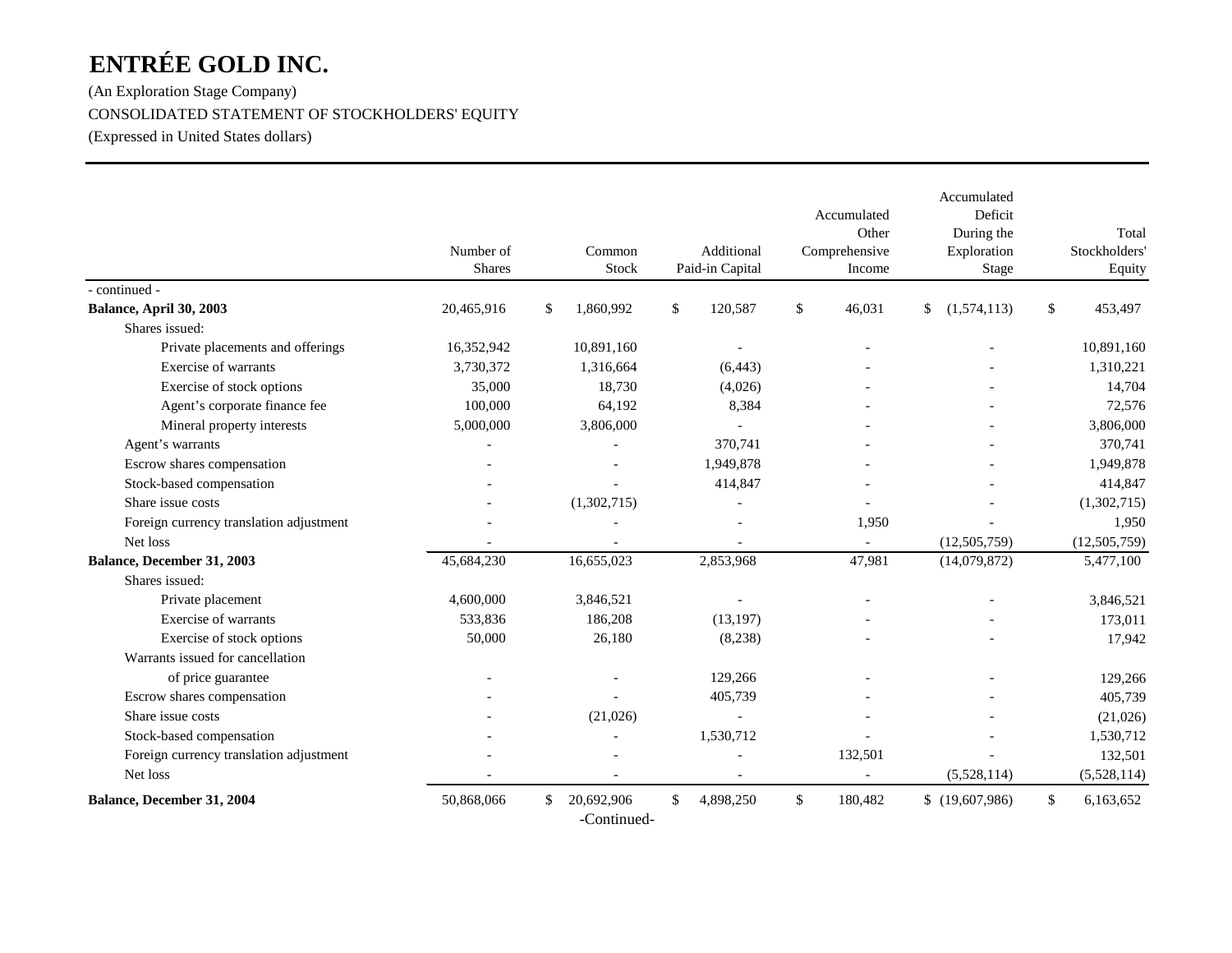# ENTRÉE GOLD INC.

(An Exploration Stage Company)

CONSOLIDATED STATEMENT OF STOCKHOLDERS' EQUITY

(Expressed in United States dollars)

| | Number of Shares | Common Stock | Additional Paid-in Capital | Accumulated Other Comprehensive Income | Accumulated Deficit During the Exploration Stage | Total Stockholders' Equity |
|---|---|---|---|---|---|---|
| - continued - | | | | | | |
| **Balance, April 30, 2003** | 20,465,916 | $ 1,860,992 | $ 120,587 | $ 46,031 | $ (1,574,113) | $ 453,497 |
| Shares issued: | | | | | | |
| Private placements and offerings | 16,352,942 | 10,891,160 | - | - | - | 10,891,160 |
| Exercise of warrants | 3,730,372 | 1,316,664 | (6,443) | - | - | 1,310,221 |
| Exercise of stock options | 35,000 | 18,730 | (4,026) | - | - | 14,704 |
| Agent's corporate finance fee | 100,000 | 64,192 | 8,384 | - | - | 72,576 |
| Mineral property interests | 5,000,000 | 3,806,000 | - | - | - | 3,806,000 |
| Agent's warrants | - | - | 370,741 | - | - | 370,741 |
| Escrow shares compensation | - | - | 1,949,878 | - | - | 1,949,878 |
| Stock-based compensation | - | - | 414,847 | - | - | 414,847 |
| Share issue costs | - | (1,302,715) | - | - | - | (1,302,715) |
| Foreign currency translation adjustment | - | - | - | 1,950 | - | 1,950 |
| Net loss | - | - | - | - | (12,505,759) | (12,505,759) |
| **Balance, December 31, 2003** | 45,684,230 | 16,655,023 | 2,853,968 | 47,981 | (14,079,872) | 5,477,100 |
| Shares issued: | | | | | | |
| Private placement | 4,600,000 | 3,846,521 | - | - | - | 3,846,521 |
| Exercise of warrants | 533,836 | 186,208 | (13,197) | - | - | 173,011 |
| Exercise of stock options | 50,000 | 26,180 | (8,238) | - | - | 17,942 |
| Warrants issued for cancellation of price guarantee | - | - | 129,266 | - | - | 129,266 |
| Escrow shares compensation | - | - | 405,739 | - | - | 405,739 |
| Share issue costs | - | (21,026) | - | - | - | (21,026) |
| Stock-based compensation | - | - | 1,530,712 | - | - | 1,530,712 |
| Foreign currency translation adjustment | - | - | - | 132,501 | - | 132,501 |
| Net loss | - | - | - | - | (5,528,114) | (5,528,114) |
| **Balance, December 31, 2004** | 50,868,066 | $ 20,692,906 | $ 4,898,250 | $ 180,482 | $ (19,607,986) | $ 6,163,652 |

-Continued-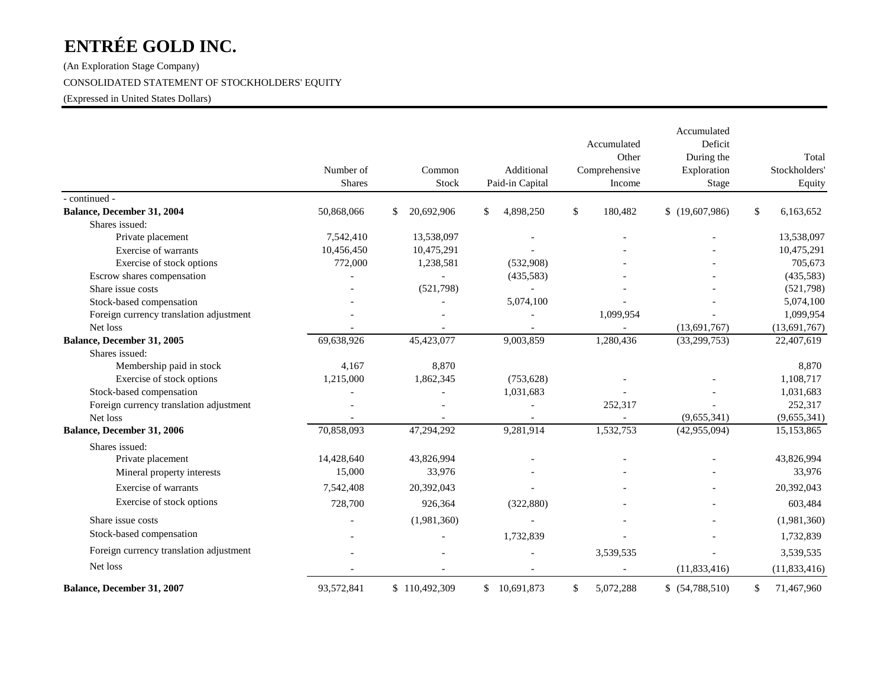# ENTRÉE GOLD INC.

(An Exploration Stage Company)

CONSOLIDATED STATEMENT OF STOCKHOLDERS' EQUITY

(Expressed in United States Dollars)

| | Number of Shares | Common Stock | Additional Paid-in Capital | Accumulated Other Comprehensive Income | Accumulated Deficit During the Exploration Stage | Total Stockholders' Equity |
|---|---|---|---|---|---|---|
| - continued - | | | | | | |
| **Balance, December 31, 2004** | 50,868,066 | $ 20,692,906 | $ 4,898,250 | $ 180,482 | $ (19,607,986) | $ 6,163,652 |
| Shares issued: | | | | | | |
| Private placement | 7,542,410 | 13,538,097 | - | - | - | 13,538,097 |
| Exercise of warrants | 10,456,450 | 10,475,291 | - | - | - | 10,475,291 |
| Exercise of stock options | 772,000 | 1,238,581 | (532,908) | - | - | 705,673 |
| Escrow shares compensation | - | - | (435,583) | - | - | (435,583) |
| Share issue costs | - | (521,798) | - | - | - | (521,798) |
| Stock-based compensation | - | - | 5,074,100 | - | - | 5,074,100 |
| Foreign currency translation adjustment | - | - | - | 1,099,954 | - | 1,099,954 |
| Net loss | - | - | - | - | (13,691,767) | (13,691,767) |
| **Balance, December 31, 2005** | 69,638,926 | 45,423,077 | 9,003,859 | 1,280,436 | (33,299,753) | 22,407,619 |
| Shares issued: | | | | | | |
| Membership paid in stock | 4,167 | 8,870 | | | | 8,870 |
| Exercise of stock options | 1,215,000 | 1,862,345 | (753,628) | - | - | 1,108,717 |
| Stock-based compensation | - | - | 1,031,683 | - | - | 1,031,683 |
| Foreign currency translation adjustment | - | - | - | 252,317 | - | 252,317 |
| Net loss | - | - | - | - | (9,655,341) | (9,655,341) |
| **Balance, December 31, 2006** | 70,858,093 | 47,294,292 | 9,281,914 | 1,532,753 | (42,955,094) | 15,153,865 |
| Shares issued: | | | | | | |
| Private placement | 14,428,640 | 43,826,994 | - | - | - | 43,826,994 |
| Mineral property interests | 15,000 | 33,976 | - | - | - | 33,976 |
| Exercise of warrants | 7,542,408 | 20,392,043 | - | - | - | 20,392,043 |
| Exercise of stock options | 728,700 | 926,364 | (322,880) | - | - | 603,484 |
| Share issue costs | - | (1,981,360) | - | - | - | (1,981,360) |
| Stock-based compensation | - | - | 1,732,839 | - | - | 1,732,839 |
| Foreign currency translation adjustment | - | - | - | 3,539,535 | - | 3,539,535 |
| Net loss | - | - | - | - | (11,833,416) | (11,833,416) |
| **Balance, December 31, 2007** | 93,572,841 | $ 110,492,309 | $ 10,691,873 | $ 5,072,288 | $ (54,788,510) | $ 71,467,960 |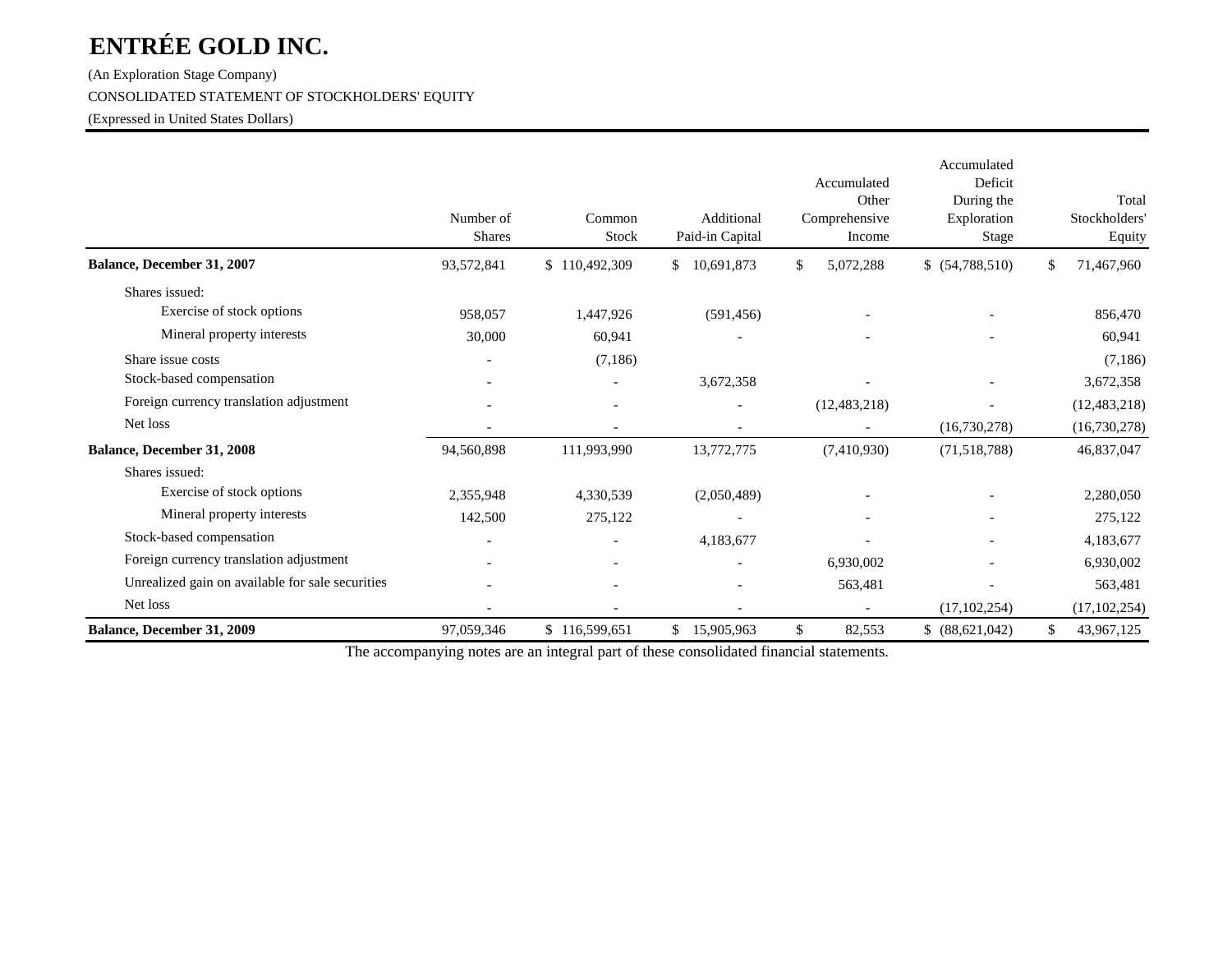# ENTRÉE GOLD INC.

(An Exploration Stage Company)

CONSOLIDATED STATEMENT OF STOCKHOLDERS' EQUITY

(Expressed in United States Dollars)

| | Number of Shares | Common Stock | Additional Paid-in Capital | Accumulated Other Comprehensive Income | Accumulated Deficit During the Exploration Stage | Total Stockholders' Equity |
|---|---|---|---|---|---|---|
| **Balance, December 31, 2007** | 93,572,841 | $ 110,492,309 | $ 10,691,873 | $ 5,072,288 | $ (54,788,510) | $ 71,467,960 |
| Shares issued: | | | | | | |
| Exercise of stock options | 958,057 | 1,447,926 | (591,456) | - | - | 856,470 |
| Mineral property interests | 30,000 | 60,941 | - | - | - | 60,941 |
| Share issue costs | - | (7,186) | | | | (7,186) |
| Stock-based compensation | - | - | 3,672,358 | - | - | 3,672,358 |
| Foreign currency translation adjustment | - | - | - | (12,483,218) | - | (12,483,218) |
| Net loss | - | - | - | - | (16,730,278) | (16,730,278) |
| **Balance, December 31, 2008** | 94,560,898 | 111,993,990 | 13,772,775 | (7,410,930) | (71,518,788) | 46,837,047 |
| Shares issued: | | | | | | |
| Exercise of stock options | 2,355,948 | 4,330,539 | (2,050,489) | - | - | 2,280,050 |
| Mineral property interests | 142,500 | 275,122 | - | - | - | 275,122 |
| Stock-based compensation | - | - | 4,183,677 | - | - | 4,183,677 |
| Foreign currency translation adjustment | - | - | - | 6,930,002 | - | 6,930,002 |
| Unrealized gain on available for sale securities | - | - | - | 563,481 | - | 563,481 |
| Net loss | - | - | - | - | (17,102,254) | (17,102,254) |
| **Balance, December 31, 2009** | 97,059,346 | $ 116,599,651 | $ 15,905,963 | $ 82,553 | $ (88,621,042) | $ 43,967,125 |

The accompanying notes are an integral part of these consolidated financial statements.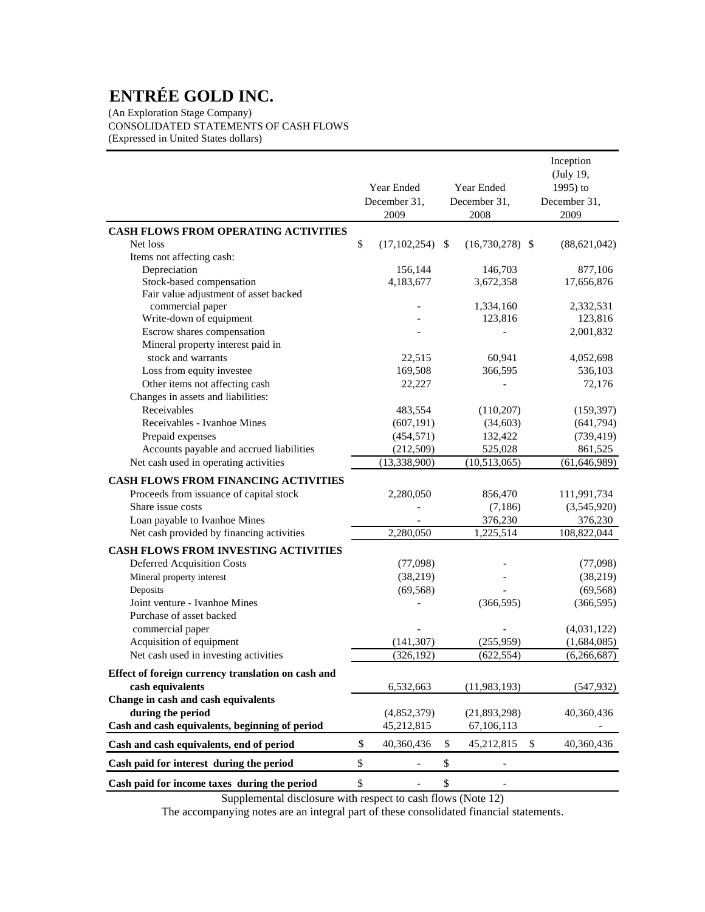# ENTRÉE GOLD INC.

(An Exploration Stage Company)
CONSOLIDATED STATEMENTS OF CASH FLOWS
(Expressed in United States dollars)

| | Year Ended December 31, 2009 | Year Ended December 31, 2008 | Inception (July 19, 1995) to December 31, 2009 |
|---|---|---|---|
| **CASH FLOWS FROM OPERATING ACTIVITIES** | | | |
| Net loss | $ (17,102,254) | $ (16,730,278) | $ (88,621,042) |
| Items not affecting cash: | | | |
| Depreciation | 156,144 | 146,703 | 877,106 |
| Stock-based compensation | 4,183,677 | 3,672,358 | 17,656,876 |
| Fair value adjustment of asset backed commercial paper | - | 1,334,160 | 2,332,531 |
| Write-down of equipment | - | 123,816 | 123,816 |
| Escrow shares compensation | - | - | 2,001,832 |
| Mineral property interest paid in stock and warrants | 22,515 | 60,941 | 4,052,698 |
| Loss from equity investee | 169,508 | 366,595 | 536,103 |
| Other items not affecting cash | 22,227 | - | 72,176 |
| Changes in assets and liabilities: | | | |
| Receivables | 483,554 | (110,207) | (159,397) |
| Receivables - Ivanhoe Mines | (607,191) | (34,603) | (641,794) |
| Prepaid expenses | (454,571) | 132,422 | (739,419) |
| Accounts payable and accrued liabilities | (212,509) | 525,028 | 861,525 |
| Net cash used in operating activities | (13,338,900) | (10,513,065) | (61,646,989) |
| **CASH FLOWS FROM FINANCING ACTIVITIES** | | | |
| Proceeds from issuance of capital stock | 2,280,050 | 856,470 | 111,991,734 |
| Share issue costs | - | (7,186) | (3,545,920) |
| Loan payable to Ivanhoe Mines | - | 376,230 | 376,230 |
| Net cash provided by financing activities | 2,280,050 | 1,225,514 | 108,822,044 |
| **CASH FLOWS FROM INVESTING ACTIVITIES** | | | |
| Deferred Acquisition Costs | (77,098) | - | (77,098) |
| Mineral property interest | (38,219) | - | (38,219) |
| Deposits | (69,568) | - | (69,568) |
| Joint venture - Ivanhoe Mines | - | (366,595) | (366,595) |
| Purchase of asset backed commercial paper | - | - | (4,031,122) |
| Acquisition of equipment | (141,307) | (255,959) | (1,684,085) |
| Net cash used in investing activities | (326,192) | (622,554) | (6,266,687) |
| **Effect of foreign currency translation on cash and cash equivalents** | 6,532,663 | (11,983,193) | (547,932) |
| **Change in cash and cash equivalents during the period** | (4,852,379) | (21,893,298) | 40,360,436 |
| **Cash and cash equivalents, beginning of period** | 45,212,815 | 67,106,113 | - |
| **Cash and cash equivalents, end of period** | $ 40,360,436 | $ 45,212,815 | $ 40,360,436 |
| **Cash paid for interest during the period** | $ - | $ - | |
| **Cash paid for income taxes during the period** | $ - | $ - | |

Supplemental disclosure with respect to cash flows (Note 12)

The accompanying notes are an integral part of these consolidated financial statements.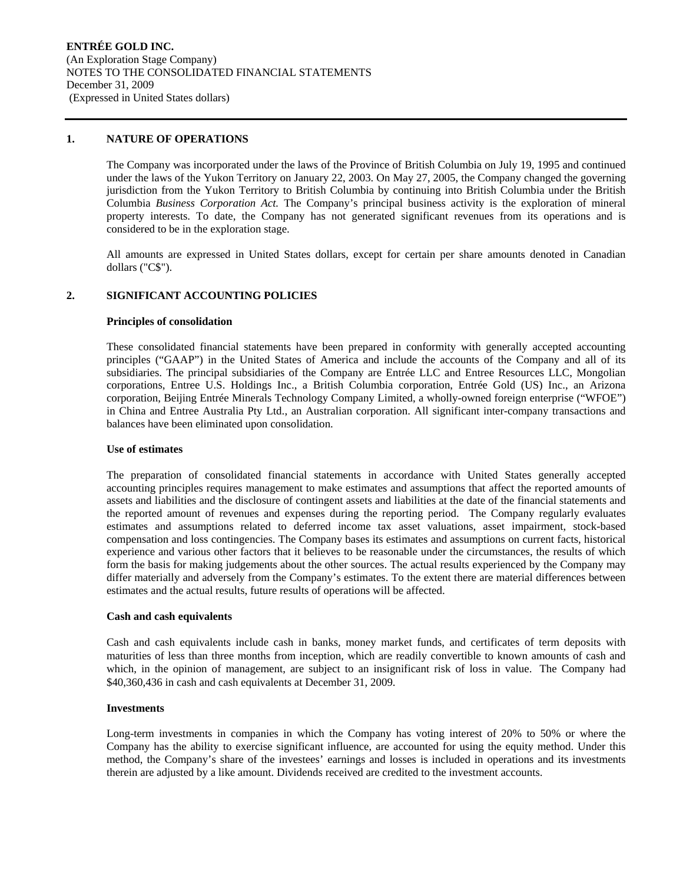## 1. NATURE OF OPERATIONS

The Company was incorporated under the laws of the Province of British Columbia on July 19, 1995 and continued under the laws of the Yukon Territory on January 22, 2003. On May 27, 2005, the Company changed the governing jurisdiction from the Yukon Territory to British Columbia by continuing into British Columbia under the British Columbia *Business Corporation Act.* The Company's principal business activity is the exploration of mineral property interests. To date, the Company has not generated significant revenues from its operations and is considered to be in the exploration stage.

All amounts are expressed in United States dollars, except for certain per share amounts denoted in Canadian dollars ("C$").

## 2. SIGNIFICANT ACCOUNTING POLICIES

### Principles of consolidation

These consolidated financial statements have been prepared in conformity with generally accepted accounting principles ("GAAP") in the United States of America and include the accounts of the Company and all of its subsidiaries. The principal subsidiaries of the Company are Entrée LLC and Entree Resources LLC, Mongolian corporations, Entree U.S. Holdings Inc., a British Columbia corporation, Entrée Gold (US) Inc., an Arizona corporation, Beijing Entrée Minerals Technology Company Limited, a wholly-owned foreign enterprise ("WFOE") in China and Entree Australia Pty Ltd., an Australian corporation. All significant inter-company transactions and balances have been eliminated upon consolidation.

### Use of estimates

The preparation of consolidated financial statements in accordance with United States generally accepted accounting principles requires management to make estimates and assumptions that affect the reported amounts of assets and liabilities and the disclosure of contingent assets and liabilities at the date of the financial statements and the reported amount of revenues and expenses during the reporting period. The Company regularly evaluates estimates and assumptions related to deferred income tax asset valuations, asset impairment, stock-based compensation and loss contingencies. The Company bases its estimates and assumptions on current facts, historical experience and various other factors that it believes to be reasonable under the circumstances, the results of which form the basis for making judgements about the other sources. The actual results experienced by the Company may differ materially and adversely from the Company's estimates. To the extent there are material differences between estimates and the actual results, future results of operations will be affected.

### Cash and cash equivalents

Cash and cash equivalents include cash in banks, money market funds, and certificates of term deposits with maturities of less than three months from inception, which are readily convertible to known amounts of cash and which, in the opinion of management, are subject to an insignificant risk of loss in value. The Company had $40,360,436 in cash and cash equivalents at December 31, 2009.

### Investments

Long-term investments in companies in which the Company has voting interest of 20% to 50% or where the Company has the ability to exercise significant influence, are accounted for using the equity method. Under this method, the Company's share of the investees' earnings and losses is included in operations and its investments therein are adjusted by a like amount. Dividends received are credited to the investment accounts.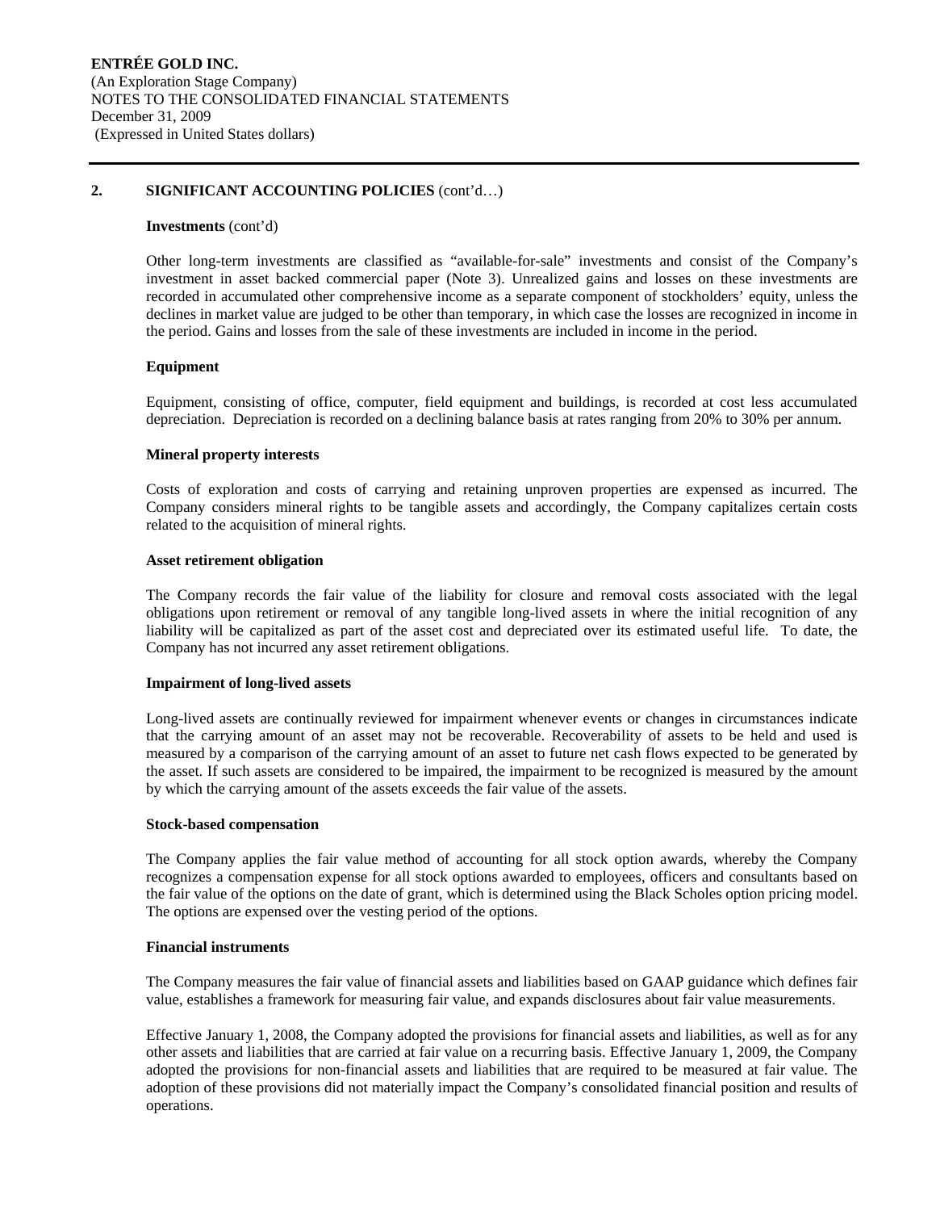## 2. SIGNIFICANT ACCOUNTING POLICIES (cont'd…)

**Investments** (cont'd)

Other long-term investments are classified as "available-for-sale" investments and consist of the Company's investment in asset backed commercial paper (Note 3). Unrealized gains and losses on these investments are recorded in accumulated other comprehensive income as a separate component of stockholders' equity, unless the declines in market value are judged to be other than temporary, in which case the losses are recognized in income in the period. Gains and losses from the sale of these investments are included in income in the period.

**Equipment**

Equipment, consisting of office, computer, field equipment and buildings, is recorded at cost less accumulated depreciation. Depreciation is recorded on a declining balance basis at rates ranging from 20% to 30% per annum.

**Mineral property interests**

Costs of exploration and costs of carrying and retaining unproven properties are expensed as incurred. The Company considers mineral rights to be tangible assets and accordingly, the Company capitalizes certain costs related to the acquisition of mineral rights.

**Asset retirement obligation**

The Company records the fair value of the liability for closure and removal costs associated with the legal obligations upon retirement or removal of any tangible long-lived assets in where the initial recognition of any liability will be capitalized as part of the asset cost and depreciated over its estimated useful life. To date, the Company has not incurred any asset retirement obligations.

**Impairment of long-lived assets**

Long-lived assets are continually reviewed for impairment whenever events or changes in circumstances indicate that the carrying amount of an asset may not be recoverable. Recoverability of assets to be held and used is measured by a comparison of the carrying amount of an asset to future net cash flows expected to be generated by the asset. If such assets are considered to be impaired, the impairment to be recognized is measured by the amount by which the carrying amount of the assets exceeds the fair value of the assets.

**Stock-based compensation**

The Company applies the fair value method of accounting for all stock option awards, whereby the Company recognizes a compensation expense for all stock options awarded to employees, officers and consultants based on the fair value of the options on the date of grant, which is determined using the Black Scholes option pricing model. The options are expensed over the vesting period of the options.

**Financial instruments**

The Company measures the fair value of financial assets and liabilities based on GAAP guidance which defines fair value, establishes a framework for measuring fair value, and expands disclosures about fair value measurements.

Effective January 1, 2008, the Company adopted the provisions for financial assets and liabilities, as well as for any other assets and liabilities that are carried at fair value on a recurring basis. Effective January 1, 2009, the Company adopted the provisions for non-financial assets and liabilities that are required to be measured at fair value. The adoption of these provisions did not materially impact the Company's consolidated financial position and results of operations.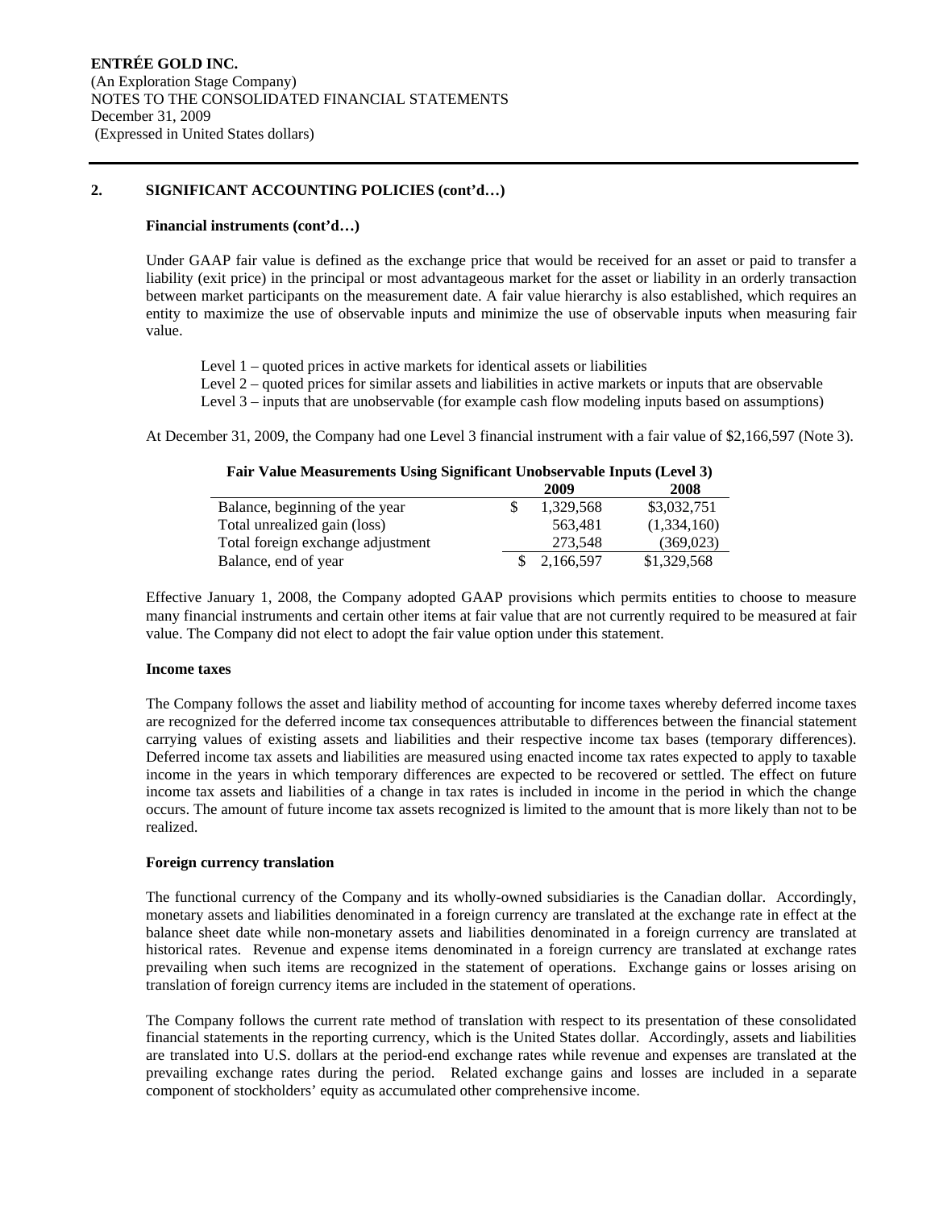**ENTRÉE GOLD INC.**
(An Exploration Stage Company)
NOTES TO THE CONSOLIDATED FINANCIAL STATEMENTS
December 31, 2009
(Expressed in United States dollars)

## 2. SIGNIFICANT ACCOUNTING POLICIES (cont'd…)

**Financial instruments (cont'd…)**

Under GAAP fair value is defined as the exchange price that would be received for an asset or paid to transfer a liability (exit price) in the principal or most advantageous market for the asset or liability in an orderly transaction between market participants on the measurement date. A fair value hierarchy is also established, which requires an entity to maximize the use of observable inputs and minimize the use of observable inputs when measuring fair value.

Level 1 – quoted prices in active markets for identical assets or liabilities
Level 2 – quoted prices for similar assets and liabilities in active markets or inputs that are observable
Level 3 – inputs that are unobservable (for example cash flow modeling inputs based on assumptions)

At December 31, 2009, the Company had one Level 3 financial instrument with a fair value of $2,166,597 (Note 3).

**Fair Value Measurements Using Significant Unobservable Inputs (Level 3)**

| | 2009 | 2008 |
|---|---|---|
| Balance, beginning of the year | $ 1,329,568 | $3,032,751 |
| Total unrealized gain (loss) | 563,481 | (1,334,160) |
| Total foreign exchange adjustment | 273,548 | (369,023) |
| Balance, end of year | $ 2,166,597 | $1,329,568 |

Effective January 1, 2008, the Company adopted GAAP provisions which permits entities to choose to measure many financial instruments and certain other items at fair value that are not currently required to be measured at fair value. The Company did not elect to adopt the fair value option under this statement.

**Income taxes**

The Company follows the asset and liability method of accounting for income taxes whereby deferred income taxes are recognized for the deferred income tax consequences attributable to differences between the financial statement carrying values of existing assets and liabilities and their respective income tax bases (temporary differences). Deferred income tax assets and liabilities are measured using enacted income tax rates expected to apply to taxable income in the years in which temporary differences are expected to be recovered or settled. The effect on future income tax assets and liabilities of a change in tax rates is included in income in the period in which the change occurs. The amount of future income tax assets recognized is limited to the amount that is more likely than not to be realized.

**Foreign currency translation**

The functional currency of the Company and its wholly-owned subsidiaries is the Canadian dollar. Accordingly, monetary assets and liabilities denominated in a foreign currency are translated at the exchange rate in effect at the balance sheet date while non-monetary assets and liabilities denominated in a foreign currency are translated at historical rates. Revenue and expense items denominated in a foreign currency are translated at exchange rates prevailing when such items are recognized in the statement of operations. Exchange gains or losses arising on translation of foreign currency items are included in the statement of operations.

The Company follows the current rate method of translation with respect to its presentation of these consolidated financial statements in the reporting currency, which is the United States dollar. Accordingly, assets and liabilities are translated into U.S. dollars at the period-end exchange rates while revenue and expenses are translated at the prevailing exchange rates during the period. Related exchange gains and losses are included in a separate component of stockholders' equity as accumulated other comprehensive income.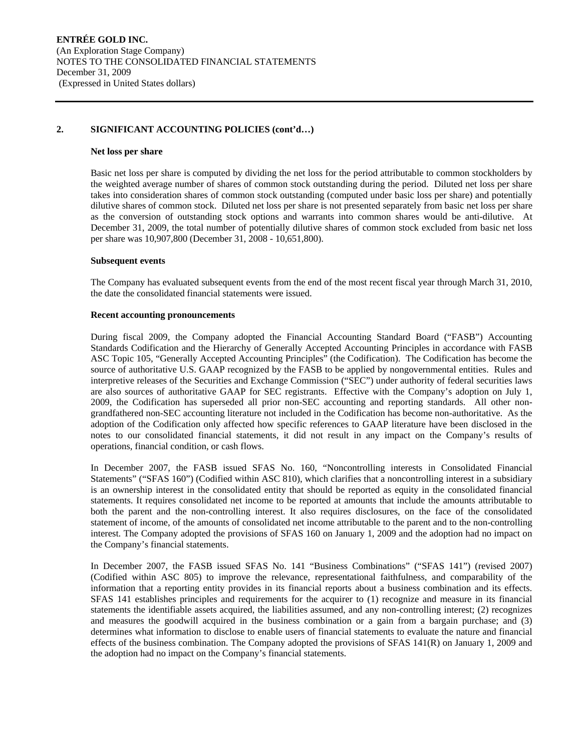## 2. SIGNIFICANT ACCOUNTING POLICIES (cont'd…)

### Net loss per share

Basic net loss per share is computed by dividing the net loss for the period attributable to common stockholders by the weighted average number of shares of common stock outstanding during the period. Diluted net loss per share takes into consideration shares of common stock outstanding (computed under basic loss per share) and potentially dilutive shares of common stock. Diluted net loss per share is not presented separately from basic net loss per share as the conversion of outstanding stock options and warrants into common shares would be anti-dilutive. At December 31, 2009, the total number of potentially dilutive shares of common stock excluded from basic net loss per share was 10,907,800 (December 31, 2008 - 10,651,800).

### Subsequent events

The Company has evaluated subsequent events from the end of the most recent fiscal year through March 31, 2010, the date the consolidated financial statements were issued.

### Recent accounting pronouncements

During fiscal 2009, the Company adopted the Financial Accounting Standard Board ("FASB") Accounting Standards Codification and the Hierarchy of Generally Accepted Accounting Principles in accordance with FASB ASC Topic 105, "Generally Accepted Accounting Principles" (the Codification). The Codification has become the source of authoritative U.S. GAAP recognized by the FASB to be applied by nongovernmental entities. Rules and interpretive releases of the Securities and Exchange Commission ("SEC") under authority of federal securities laws are also sources of authoritative GAAP for SEC registrants. Effective with the Company's adoption on July 1, 2009, the Codification has superseded all prior non-SEC accounting and reporting standards. All other non-grandfathered non-SEC accounting literature not included in the Codification has become non-authoritative. As the adoption of the Codification only affected how specific references to GAAP literature have been disclosed in the notes to our consolidated financial statements, it did not result in any impact on the Company's results of operations, financial condition, or cash flows.

In December 2007, the FASB issued SFAS No. 160, "Noncontrolling interests in Consolidated Financial Statements" ("SFAS 160") (Codified within ASC 810), which clarifies that a noncontrolling interest in a subsidiary is an ownership interest in the consolidated entity that should be reported as equity in the consolidated financial statements. It requires consolidated net income to be reported at amounts that include the amounts attributable to both the parent and the non-controlling interest. It also requires disclosures, on the face of the consolidated statement of income, of the amounts of consolidated net income attributable to the parent and to the non-controlling interest. The Company adopted the provisions of SFAS 160 on January 1, 2009 and the adoption had no impact on the Company's financial statements.

In December 2007, the FASB issued SFAS No. 141 "Business Combinations" ("SFAS 141") (revised 2007) (Codified within ASC 805) to improve the relevance, representational faithfulness, and comparability of the information that a reporting entity provides in its financial reports about a business combination and its effects. SFAS 141 establishes principles and requirements for the acquirer to (1) recognize and measure in its financial statements the identifiable assets acquired, the liabilities assumed, and any non-controlling interest; (2) recognizes and measures the goodwill acquired in the business combination or a gain from a bargain purchase; and (3) determines what information to disclose to enable users of financial statements to evaluate the nature and financial effects of the business combination. The Company adopted the provisions of SFAS 141(R) on January 1, 2009 and the adoption had no impact on the Company's financial statements.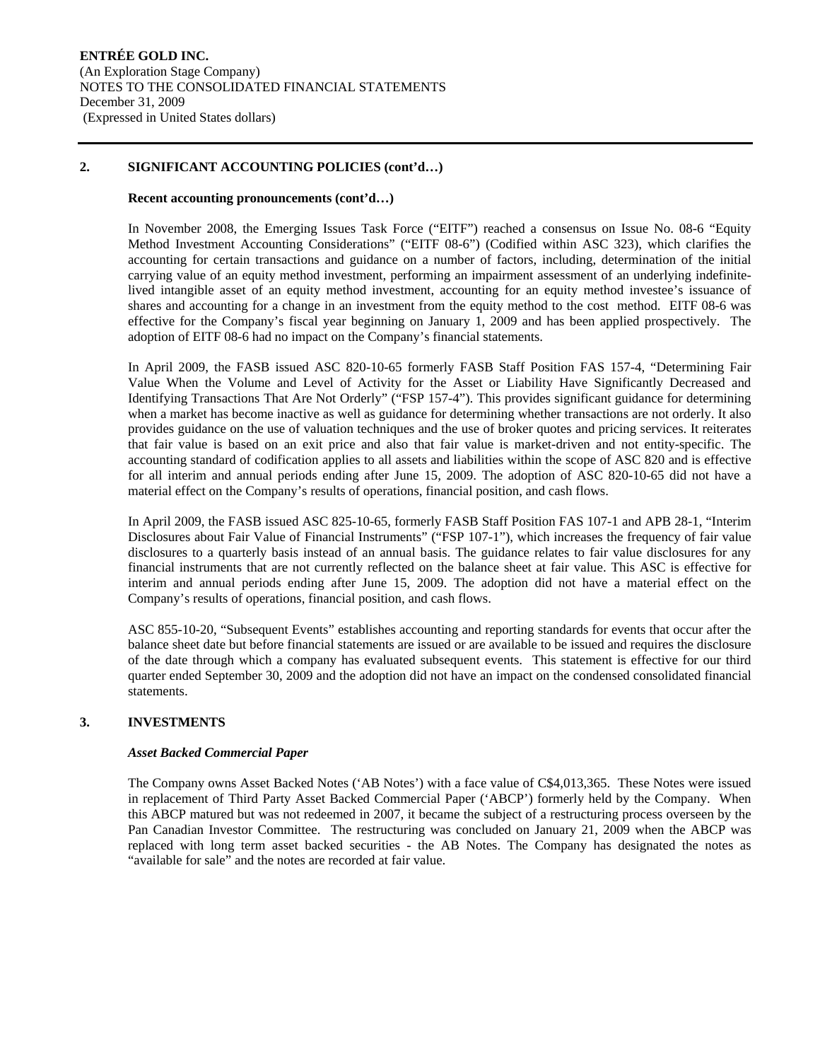## 2. SIGNIFICANT ACCOUNTING POLICIES (cont'd…)

### Recent accounting pronouncements (cont'd…)

In November 2008, the Emerging Issues Task Force ("EITF") reached a consensus on Issue No. 08-6 "Equity Method Investment Accounting Considerations" ("EITF 08-6") (Codified within ASC 323), which clarifies the accounting for certain transactions and guidance on a number of factors, including, determination of the initial carrying value of an equity method investment, performing an impairment assessment of an underlying indefinite-lived intangible asset of an equity method investment, accounting for an equity method investee's issuance of shares and accounting for a change in an investment from the equity method to the cost method. EITF 08-6 was effective for the Company's fiscal year beginning on January 1, 2009 and has been applied prospectively. The adoption of EITF 08-6 had no impact on the Company's financial statements.

In April 2009, the FASB issued ASC 820-10-65 formerly FASB Staff Position FAS 157-4, "Determining Fair Value When the Volume and Level of Activity for the Asset or Liability Have Significantly Decreased and Identifying Transactions That Are Not Orderly" ("FSP 157-4"). This provides significant guidance for determining when a market has become inactive as well as guidance for determining whether transactions are not orderly. It also provides guidance on the use of valuation techniques and the use of broker quotes and pricing services. It reiterates that fair value is based on an exit price and also that fair value is market-driven and not entity-specific. The accounting standard of codification applies to all assets and liabilities within the scope of ASC 820 and is effective for all interim and annual periods ending after June 15, 2009. The adoption of ASC 820-10-65 did not have a material effect on the Company's results of operations, financial position, and cash flows.

In April 2009, the FASB issued ASC 825-10-65, formerly FASB Staff Position FAS 107-1 and APB 28-1, "Interim Disclosures about Fair Value of Financial Instruments" ("FSP 107-1"), which increases the frequency of fair value disclosures to a quarterly basis instead of an annual basis. The guidance relates to fair value disclosures for any financial instruments that are not currently reflected on the balance sheet at fair value. This ASC is effective for interim and annual periods ending after June 15, 2009. The adoption did not have a material effect on the Company's results of operations, financial position, and cash flows.

ASC 855-10-20, "Subsequent Events" establishes accounting and reporting standards for events that occur after the balance sheet date but before financial statements are issued or are available to be issued and requires the disclosure of the date through which a company has evaluated subsequent events. This statement is effective for our third quarter ended September 30, 2009 and the adoption did not have an impact on the condensed consolidated financial statements.

## 3. INVESTMENTS

### *Asset Backed Commercial Paper*

The Company owns Asset Backed Notes ('AB Notes') with a face value of C$4,013,365. These Notes were issued in replacement of Third Party Asset Backed Commercial Paper ('ABCP') formerly held by the Company. When this ABCP matured but was not redeemed in 2007, it became the subject of a restructuring process overseen by the Pan Canadian Investor Committee. The restructuring was concluded on January 21, 2009 when the ABCP was replaced with long term asset backed securities - the AB Notes. The Company has designated the notes as "available for sale" and the notes are recorded at fair value.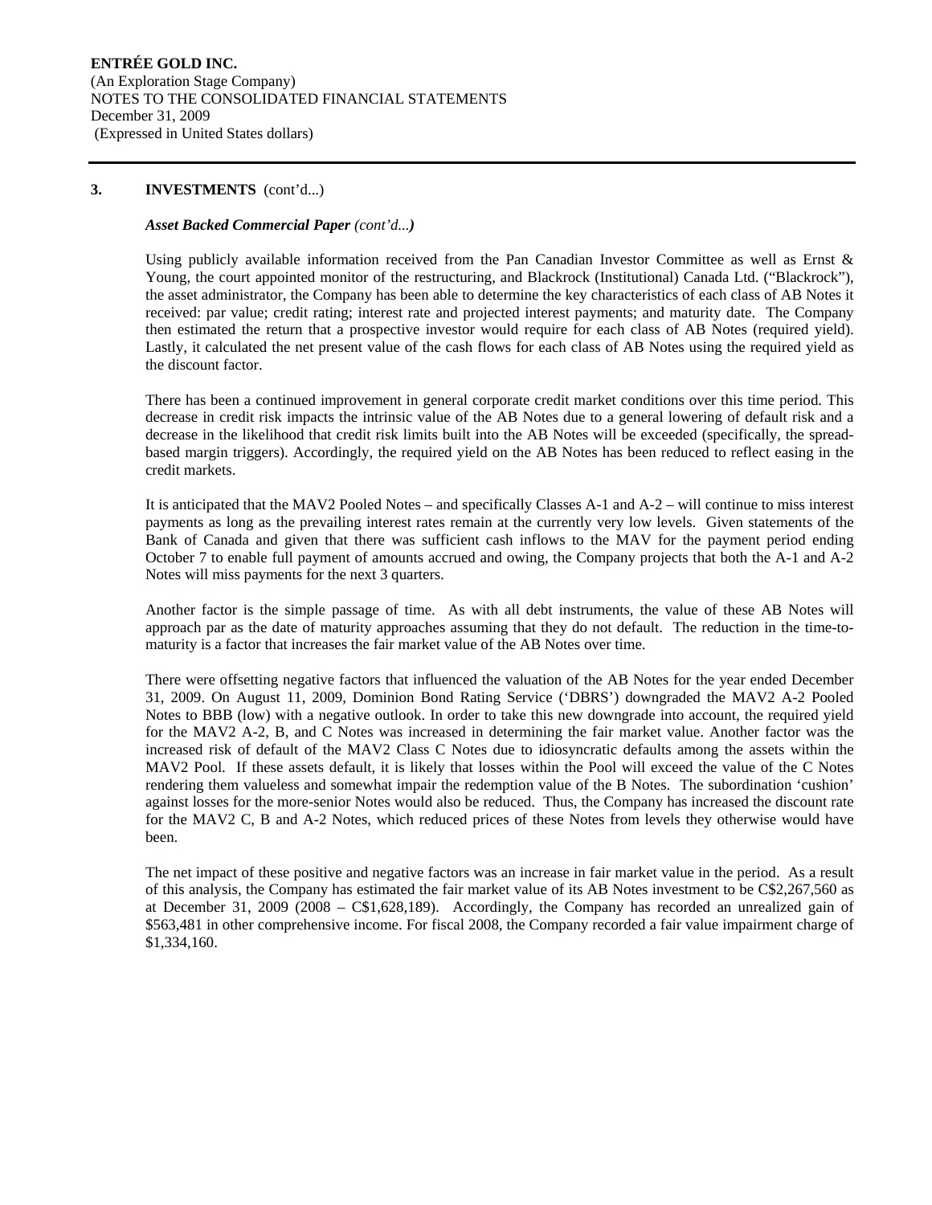## 3. INVESTMENTS (cont'd...)

***Asset Backed Commercial Paper*** *(cont'd...)*

Using publicly available information received from the Pan Canadian Investor Committee as well as Ernst & Young, the court appointed monitor of the restructuring, and Blackrock (Institutional) Canada Ltd. ("Blackrock"), the asset administrator, the Company has been able to determine the key characteristics of each class of AB Notes it received: par value; credit rating; interest rate and projected interest payments; and maturity date. The Company then estimated the return that a prospective investor would require for each class of AB Notes (required yield). Lastly, it calculated the net present value of the cash flows for each class of AB Notes using the required yield as the discount factor.

There has been a continued improvement in general corporate credit market conditions over this time period. This decrease in credit risk impacts the intrinsic value of the AB Notes due to a general lowering of default risk and a decrease in the likelihood that credit risk limits built into the AB Notes will be exceeded (specifically, the spread-based margin triggers). Accordingly, the required yield on the AB Notes has been reduced to reflect easing in the credit markets.

It is anticipated that the MAV2 Pooled Notes – and specifically Classes A-1 and A-2 – will continue to miss interest payments as long as the prevailing interest rates remain at the currently very low levels. Given statements of the Bank of Canada and given that there was sufficient cash inflows to the MAV for the payment period ending October 7 to enable full payment of amounts accrued and owing, the Company projects that both the A-1 and A-2 Notes will miss payments for the next 3 quarters.

Another factor is the simple passage of time. As with all debt instruments, the value of these AB Notes will approach par as the date of maturity approaches assuming that they do not default. The reduction in the time-to-maturity is a factor that increases the fair market value of the AB Notes over time.

There were offsetting negative factors that influenced the valuation of the AB Notes for the year ended December 31, 2009. On August 11, 2009, Dominion Bond Rating Service ('DBRS') downgraded the MAV2 A-2 Pooled Notes to BBB (low) with a negative outlook. In order to take this new downgrade into account, the required yield for the MAV2 A-2, B, and C Notes was increased in determining the fair market value. Another factor was the increased risk of default of the MAV2 Class C Notes due to idiosyncratic defaults among the assets within the MAV2 Pool. If these assets default, it is likely that losses within the Pool will exceed the value of the C Notes rendering them valueless and somewhat impair the redemption value of the B Notes. The subordination 'cushion' against losses for the more-senior Notes would also be reduced. Thus, the Company has increased the discount rate for the MAV2 C, B and A-2 Notes, which reduced prices of these Notes from levels they otherwise would have been.

The net impact of these positive and negative factors was an increase in fair market value in the period. As a result of this analysis, the Company has estimated the fair market value of its AB Notes investment to be C$2,267,560 as at December 31, 2009 (2008 – C$1,628,189). Accordingly, the Company has recorded an unrealized gain of $563,481 in other comprehensive income. For fiscal 2008, the Company recorded a fair value impairment charge of $1,334,160.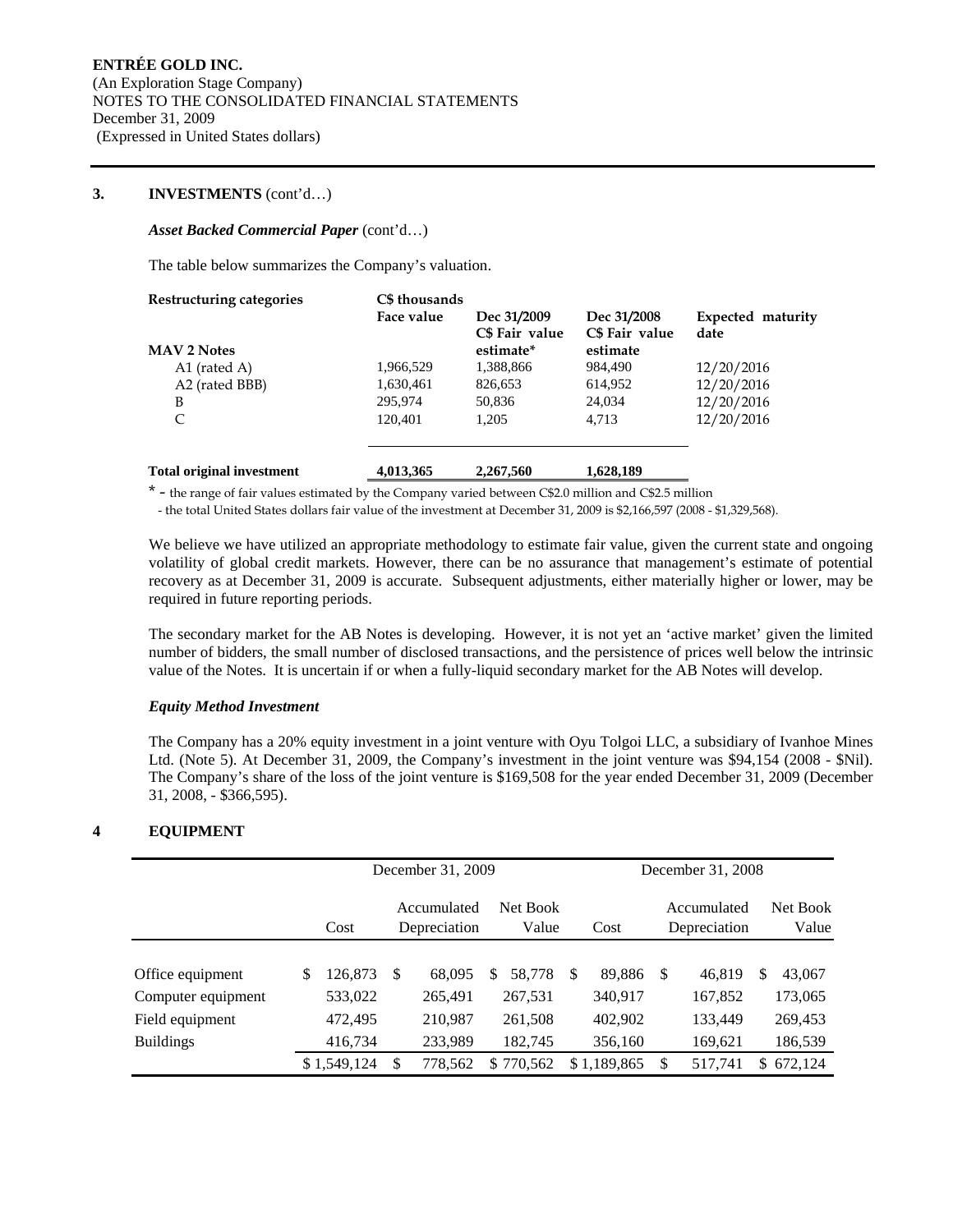## 3. INVESTMENTS (cont'd…)

***Asset Backed Commercial Paper*** (cont'd…)

The table below summarizes the Company's valuation.

| Restructuring categories | C$ thousands Face value | Dec 31/2009 C$ Fair value estimate* | Dec 31/2008 C$ Fair value estimate | Expected maturity date |
|---|---|---|---|---|
| **MAV 2 Notes** | | | | |
| A1 (rated A) | 1,966,529 | 1,388,866 | 984,490 | 12/20/2016 |
| A2 (rated BBB) | 1,630,461 | 826,653 | 614,952 | 12/20/2016 |
| B | 295,974 | 50,836 | 24,034 | 12/20/2016 |
| C | 120,401 | 1,205 | 4,713 | 12/20/2016 |
| **Total original investment** | **4,013,365** | **2,267,560** | **1,628,189** | |

* - the range of fair values estimated by the Company varied between C$2.0 million and C$2.5 million
- the total United States dollars fair value of the investment at December 31, 2009 is $2,166,597 (2008 - $1,329,568).

We believe we have utilized an appropriate methodology to estimate fair value, given the current state and ongoing volatility of global credit markets. However, there can be no assurance that management's estimate of potential recovery as at December 31, 2009 is accurate. Subsequent adjustments, either materially higher or lower, may be required in future reporting periods.

The secondary market for the AB Notes is developing. However, it is not yet an 'active market' given the limited number of bidders, the small number of disclosed transactions, and the persistence of prices well below the intrinsic value of the Notes. It is uncertain if or when a fully-liquid secondary market for the AB Notes will develop.

***Equity Method Investment***

The Company has a 20% equity investment in a joint venture with Oyu Tolgoi LLC, a subsidiary of Ivanhoe Mines Ltd. (Note 5). At December 31, 2009, the Company's investment in the joint venture was $94,154 (2008 - $Nil). The Company's share of the loss of the joint venture is $169,508 for the year ended December 31, 2009 (December 31, 2008, - $366,595).

## 4 EQUIPMENT

| | December 31, 2009 | | | December 31, 2008 | | |
|---|---|---|---|---|---|---|
| | Cost | Accumulated Depreciation | Net Book Value | Cost | Accumulated Depreciation | Net Book Value |
| Office equipment | $ 126,873 | $ 68,095 | $ 58,778 | $ 89,886 | $ 46,819 | $ 43,067 |
| Computer equipment | 533,022 | 265,491 | 267,531 | 340,917 | 167,852 | 173,065 |
| Field equipment | 472,495 | 210,987 | 261,508 | 402,902 | 133,449 | 269,453 |
| Buildings | 416,734 | 233,989 | 182,745 | 356,160 | 169,621 | 186,539 |
| | $ 1,549,124 | $ 778,562 | $ 770,562 | $ 1,189,865 | $ 517,741 | $ 672,124 |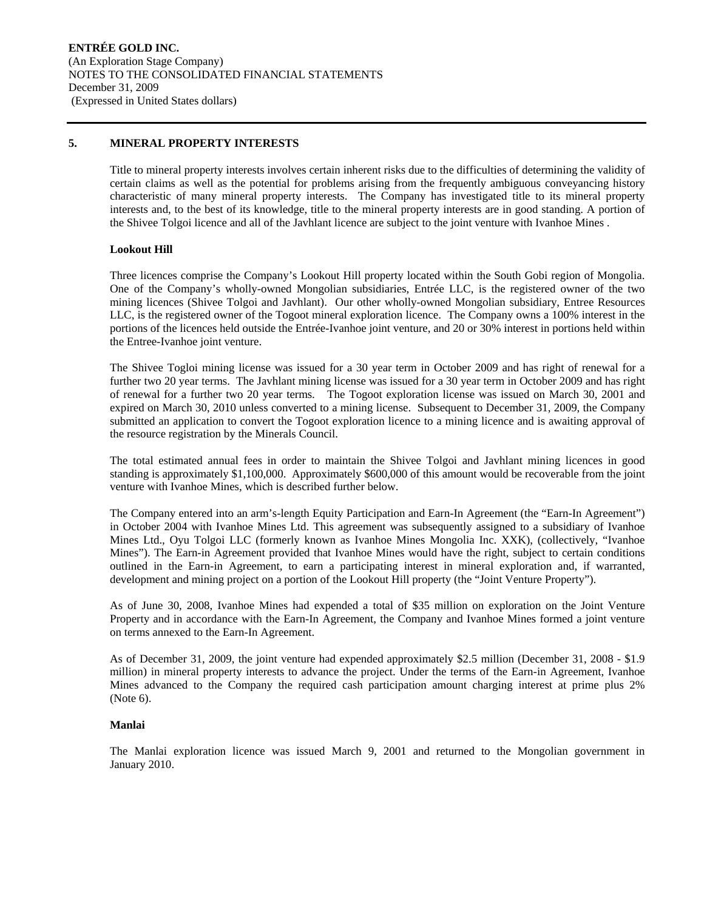## 5. MINERAL PROPERTY INTERESTS

Title to mineral property interests involves certain inherent risks due to the difficulties of determining the validity of certain claims as well as the potential for problems arising from the frequently ambiguous conveyancing history characteristic of many mineral property interests. The Company has investigated title to its mineral property interests and, to the best of its knowledge, title to the mineral property interests are in good standing. A portion of the Shivee Tolgoi licence and all of the Javhlant licence are subject to the joint venture with Ivanhoe Mines .

**Lookout Hill**

Three licences comprise the Company's Lookout Hill property located within the South Gobi region of Mongolia. One of the Company's wholly-owned Mongolian subsidiaries, Entrée LLC, is the registered owner of the two mining licences (Shivee Tolgoi and Javhlant). Our other wholly-owned Mongolian subsidiary, Entree Resources LLC, is the registered owner of the Togoot mineral exploration licence. The Company owns a 100% interest in the portions of the licences held outside the Entrée-Ivanhoe joint venture, and 20 or 30% interest in portions held within the Entree-Ivanhoe joint venture.

The Shivee Togloi mining license was issued for a 30 year term in October 2009 and has right of renewal for a further two 20 year terms. The Javhlant mining license was issued for a 30 year term in October 2009 and has right of renewal for a further two 20 year terms. The Togoot exploration license was issued on March 30, 2001 and expired on March 30, 2010 unless converted to a mining license. Subsequent to December 31, 2009, the Company submitted an application to convert the Togoot exploration licence to a mining licence and is awaiting approval of the resource registration by the Minerals Council.

The total estimated annual fees in order to maintain the Shivee Tolgoi and Javhlant mining licences in good standing is approximately \$1,100,000. Approximately \$600,000 of this amount would be recoverable from the joint venture with Ivanhoe Mines, which is described further below.

The Company entered into an arm's-length Equity Participation and Earn-In Agreement (the "Earn-In Agreement") in October 2004 with Ivanhoe Mines Ltd. This agreement was subsequently assigned to a subsidiary of Ivanhoe Mines Ltd., Oyu Tolgoi LLC (formerly known as Ivanhoe Mines Mongolia Inc. XXK), (collectively, "Ivanhoe Mines"). The Earn-in Agreement provided that Ivanhoe Mines would have the right, subject to certain conditions outlined in the Earn-in Agreement, to earn a participating interest in mineral exploration and, if warranted, development and mining project on a portion of the Lookout Hill property (the "Joint Venture Property").

As of June 30, 2008, Ivanhoe Mines had expended a total of \$35 million on exploration on the Joint Venture Property and in accordance with the Earn-In Agreement, the Company and Ivanhoe Mines formed a joint venture on terms annexed to the Earn-In Agreement.

As of December 31, 2009, the joint venture had expended approximately \$2.5 million (December 31, 2008 - \$1.9 million) in mineral property interests to advance the project. Under the terms of the Earn-in Agreement, Ivanhoe Mines advanced to the Company the required cash participation amount charging interest at prime plus 2% (Note 6).

**Manlai**

The Manlai exploration licence was issued March 9, 2001 and returned to the Mongolian government in January 2010.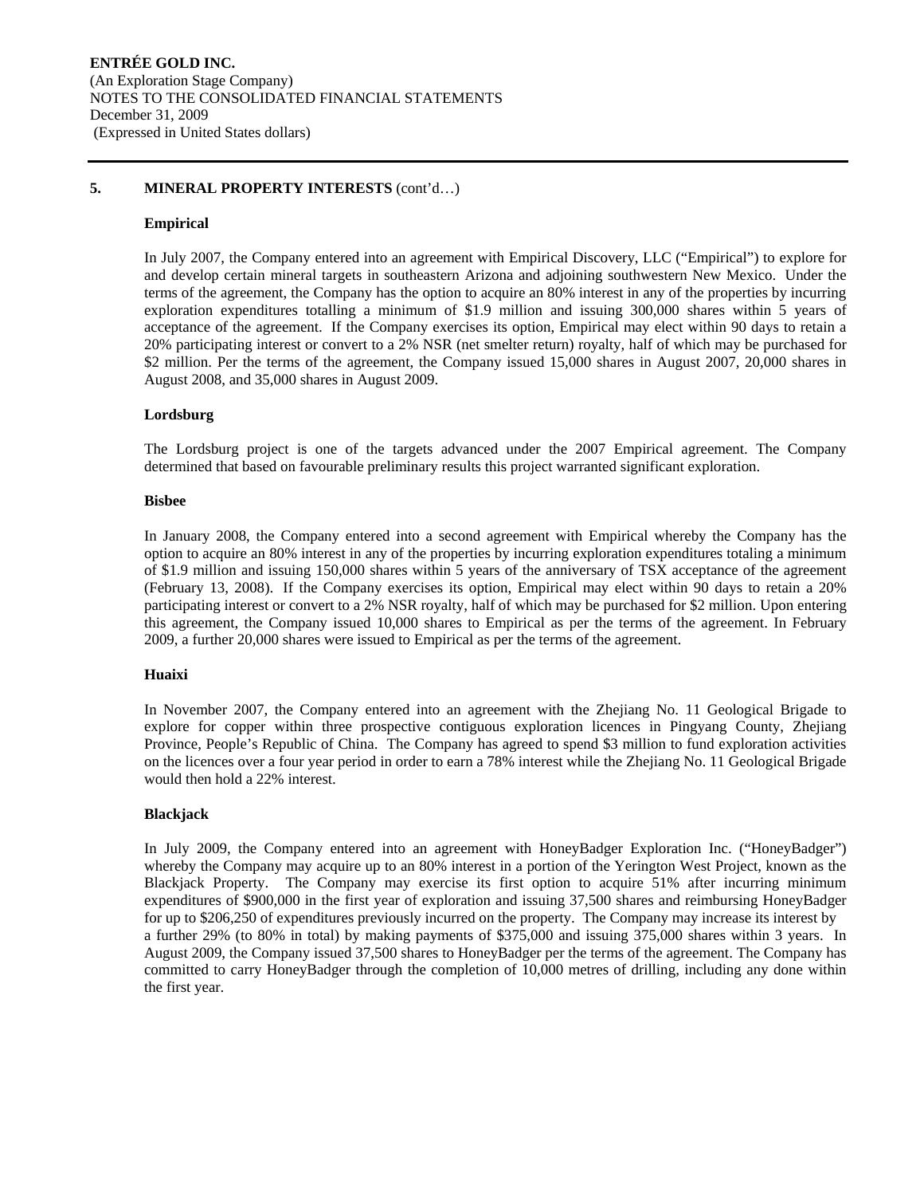## 5. MINERAL PROPERTY INTERESTS (cont'd…)

### Empirical

In July 2007, the Company entered into an agreement with Empirical Discovery, LLC ("Empirical") to explore for and develop certain mineral targets in southeastern Arizona and adjoining southwestern New Mexico. Under the terms of the agreement, the Company has the option to acquire an 80% interest in any of the properties by incurring exploration expenditures totalling a minimum of $1.9 million and issuing 300,000 shares within 5 years of acceptance of the agreement. If the Company exercises its option, Empirical may elect within 90 days to retain a 20% participating interest or convert to a 2% NSR (net smelter return) royalty, half of which may be purchased for $2 million. Per the terms of the agreement, the Company issued 15,000 shares in August 2007, 20,000 shares in August 2008, and 35,000 shares in August 2009.

### Lordsburg

The Lordsburg project is one of the targets advanced under the 2007 Empirical agreement. The Company determined that based on favourable preliminary results this project warranted significant exploration.

### Bisbee

In January 2008, the Company entered into a second agreement with Empirical whereby the Company has the option to acquire an 80% interest in any of the properties by incurring exploration expenditures totaling a minimum of $1.9 million and issuing 150,000 shares within 5 years of the anniversary of TSX acceptance of the agreement (February 13, 2008). If the Company exercises its option, Empirical may elect within 90 days to retain a 20% participating interest or convert to a 2% NSR royalty, half of which may be purchased for $2 million. Upon entering this agreement, the Company issued 10,000 shares to Empirical as per the terms of the agreement. In February 2009, a further 20,000 shares were issued to Empirical as per the terms of the agreement.

### Huaixi

In November 2007, the Company entered into an agreement with the Zhejiang No. 11 Geological Brigade to explore for copper within three prospective contiguous exploration licences in Pingyang County, Zhejiang Province, People's Republic of China. The Company has agreed to spend $3 million to fund exploration activities on the licences over a four year period in order to earn a 78% interest while the Zhejiang No. 11 Geological Brigade would then hold a 22% interest.

### Blackjack

In July 2009, the Company entered into an agreement with HoneyBadger Exploration Inc. ("HoneyBadger") whereby the Company may acquire up to an 80% interest in a portion of the Yerington West Project, known as the Blackjack Property. The Company may exercise its first option to acquire 51% after incurring minimum expenditures of $900,000 in the first year of exploration and issuing 37,500 shares and reimbursing HoneyBadger for up to $206,250 of expenditures previously incurred on the property. The Company may increase its interest by a further 29% (to 80% in total) by making payments of $375,000 and issuing 375,000 shares within 3 years. In August 2009, the Company issued 37,500 shares to HoneyBadger per the terms of the agreement. The Company has committed to carry HoneyBadger through the completion of 10,000 metres of drilling, including any done within the first year.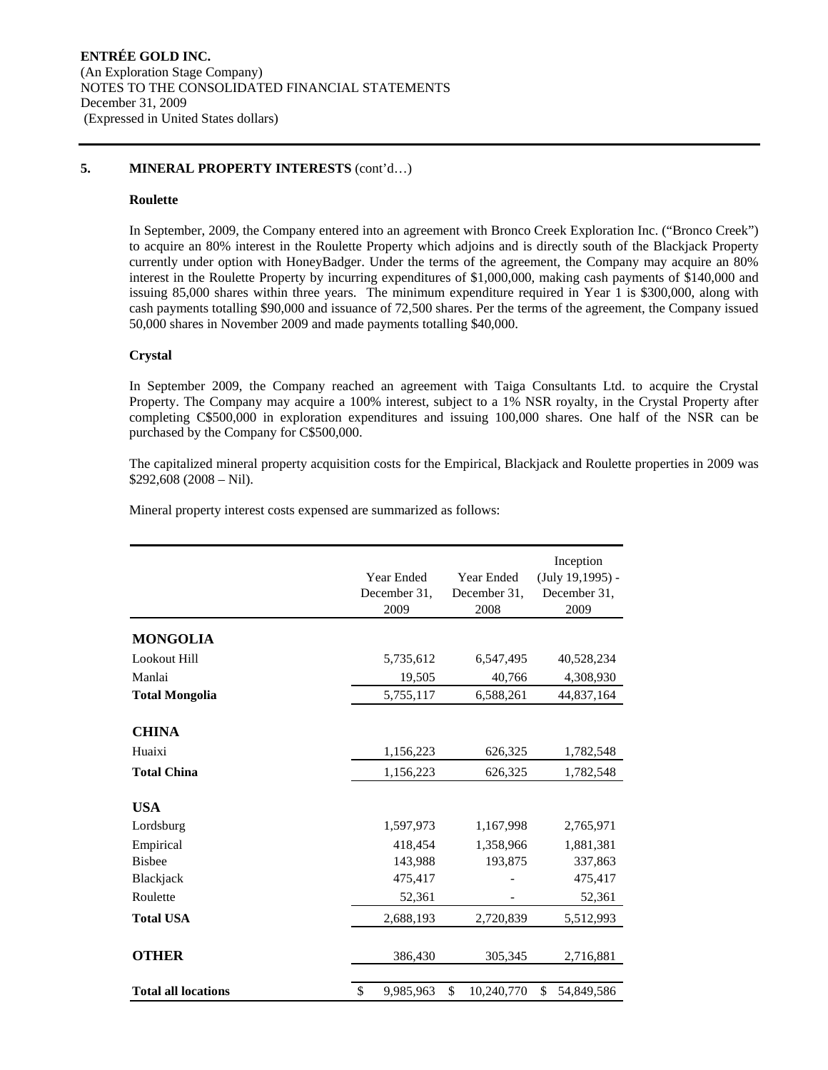## 5. MINERAL PROPERTY INTERESTS (cont'd…)

### Roulette

In September, 2009, the Company entered into an agreement with Bronco Creek Exploration Inc. ("Bronco Creek") to acquire an 80% interest in the Roulette Property which adjoins and is directly south of the Blackjack Property currently under option with HoneyBadger. Under the terms of the agreement, the Company may acquire an 80% interest in the Roulette Property by incurring expenditures of $1,000,000, making cash payments of $140,000 and issuing 85,000 shares within three years. The minimum expenditure required in Year 1 is $300,000, along with cash payments totalling $90,000 and issuance of 72,500 shares. Per the terms of the agreement, the Company issued 50,000 shares in November 2009 and made payments totalling $40,000.

### Crystal

In September 2009, the Company reached an agreement with Taiga Consultants Ltd. to acquire the Crystal Property. The Company may acquire a 100% interest, subject to a 1% NSR royalty, in the Crystal Property after completing C$500,000 in exploration expenditures and issuing 100,000 shares. One half of the NSR can be purchased by the Company for C$500,000.

The capitalized mineral property acquisition costs for the Empirical, Blackjack and Roulette properties in 2009 was $292,608 (2008 – Nil).

Mineral property interest costs expensed are summarized as follows:

| | Year Ended December 31, 2009 | Year Ended December 31, 2008 | Inception (July 19,1995) - December 31, 2009 |
|---|---|---|---|
| **MONGOLIA** | | | |
| Lookout Hill | 5,735,612 | 6,547,495 | 40,528,234 |
| Manlai | 19,505 | 40,766 | 4,308,930 |
| **Total Mongolia** | 5,755,117 | 6,588,261 | 44,837,164 |
| **CHINA** | | | |
| Huaixi | 1,156,223 | 626,325 | 1,782,548 |
| **Total China** | 1,156,223 | 626,325 | 1,782,548 |
| **USA** | | | |
| Lordsburg | 1,597,973 | 1,167,998 | 2,765,971 |
| Empirical | 418,454 | 1,358,966 | 1,881,381 |
| Bisbee | 143,988 | 193,875 | 337,863 |
| Blackjack | 475,417 | - | 475,417 |
| Roulette | 52,361 | - | 52,361 |
| **Total USA** | 2,688,193 | 2,720,839 | 5,512,993 |
| **OTHER** | 386,430 | 305,345 | 2,716,881 |
| **Total all locations** | $ 9,985,963 | $ 10,240,770 | $ 54,849,586 |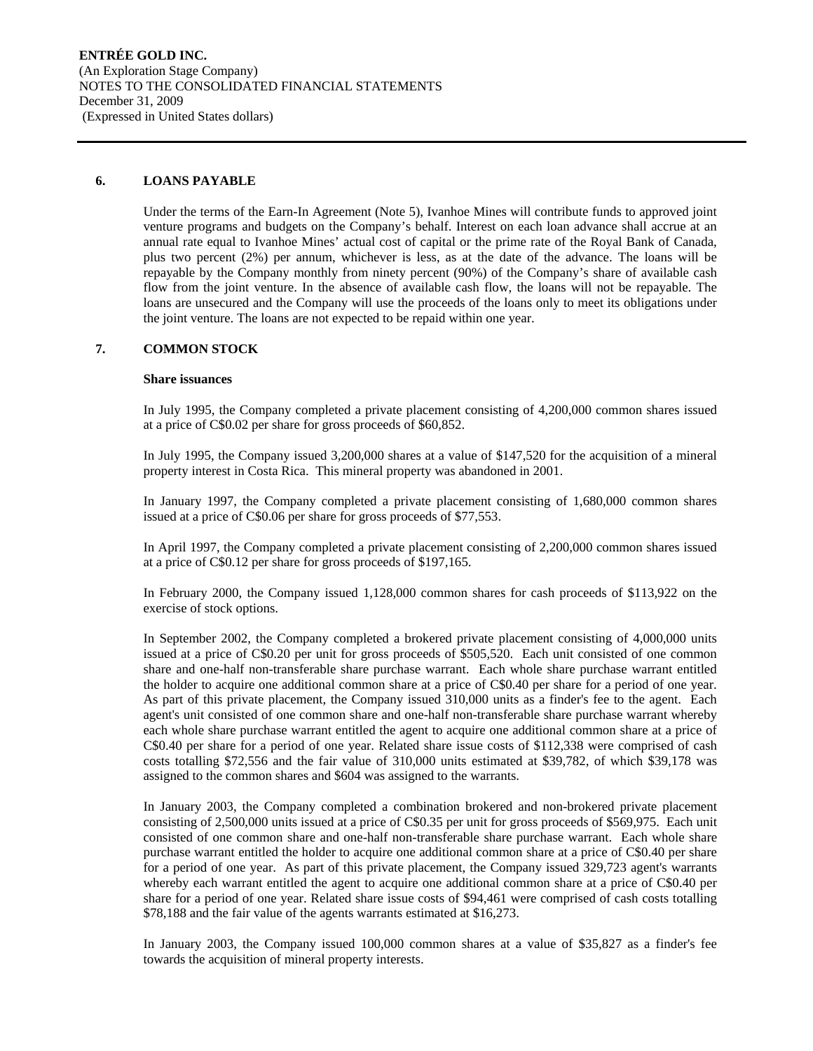## 6. LOANS PAYABLE

Under the terms of the Earn-In Agreement (Note 5), Ivanhoe Mines will contribute funds to approved joint venture programs and budgets on the Company's behalf. Interest on each loan advance shall accrue at an annual rate equal to Ivanhoe Mines' actual cost of capital or the prime rate of the Royal Bank of Canada, plus two percent (2%) per annum, whichever is less, as at the date of the advance. The loans will be repayable by the Company monthly from ninety percent (90%) of the Company's share of available cash flow from the joint venture. In the absence of available cash flow, the loans will not be repayable. The loans are unsecured and the Company will use the proceeds of the loans only to meet its obligations under the joint venture. The loans are not expected to be repaid within one year.

## 7. COMMON STOCK

**Share issuances**

In July 1995, the Company completed a private placement consisting of 4,200,000 common shares issued at a price of C$0.02 per share for gross proceeds of $60,852.

In July 1995, the Company issued 3,200,000 shares at a value of $147,520 for the acquisition of a mineral property interest in Costa Rica. This mineral property was abandoned in 2001.

In January 1997, the Company completed a private placement consisting of 1,680,000 common shares issued at a price of C$0.06 per share for gross proceeds of $77,553.

In April 1997, the Company completed a private placement consisting of 2,200,000 common shares issued at a price of C$0.12 per share for gross proceeds of $197,165.

In February 2000, the Company issued 1,128,000 common shares for cash proceeds of $113,922 on the exercise of stock options.

In September 2002, the Company completed a brokered private placement consisting of 4,000,000 units issued at a price of C$0.20 per unit for gross proceeds of $505,520. Each unit consisted of one common share and one-half non-transferable share purchase warrant. Each whole share purchase warrant entitled the holder to acquire one additional common share at a price of C$0.40 per share for a period of one year. As part of this private placement, the Company issued 310,000 units as a finder's fee to the agent. Each agent's unit consisted of one common share and one-half non-transferable share purchase warrant whereby each whole share purchase warrant entitled the agent to acquire one additional common share at a price of C$0.40 per share for a period of one year. Related share issue costs of $112,338 were comprised of cash costs totalling $72,556 and the fair value of 310,000 units estimated at $39,782, of which $39,178 was assigned to the common shares and $604 was assigned to the warrants.

In January 2003, the Company completed a combination brokered and non-brokered private placement consisting of 2,500,000 units issued at a price of C$0.35 per unit for gross proceeds of $569,975. Each unit consisted of one common share and one-half non-transferable share purchase warrant. Each whole share purchase warrant entitled the holder to acquire one additional common share at a price of C$0.40 per share for a period of one year. As part of this private placement, the Company issued 329,723 agent's warrants whereby each warrant entitled the agent to acquire one additional common share at a price of C$0.40 per share for a period of one year. Related share issue costs of $94,461 were comprised of cash costs totalling $78,188 and the fair value of the agents warrants estimated at $16,273.

In January 2003, the Company issued 100,000 common shares at a value of $35,827 as a finder's fee towards the acquisition of mineral property interests.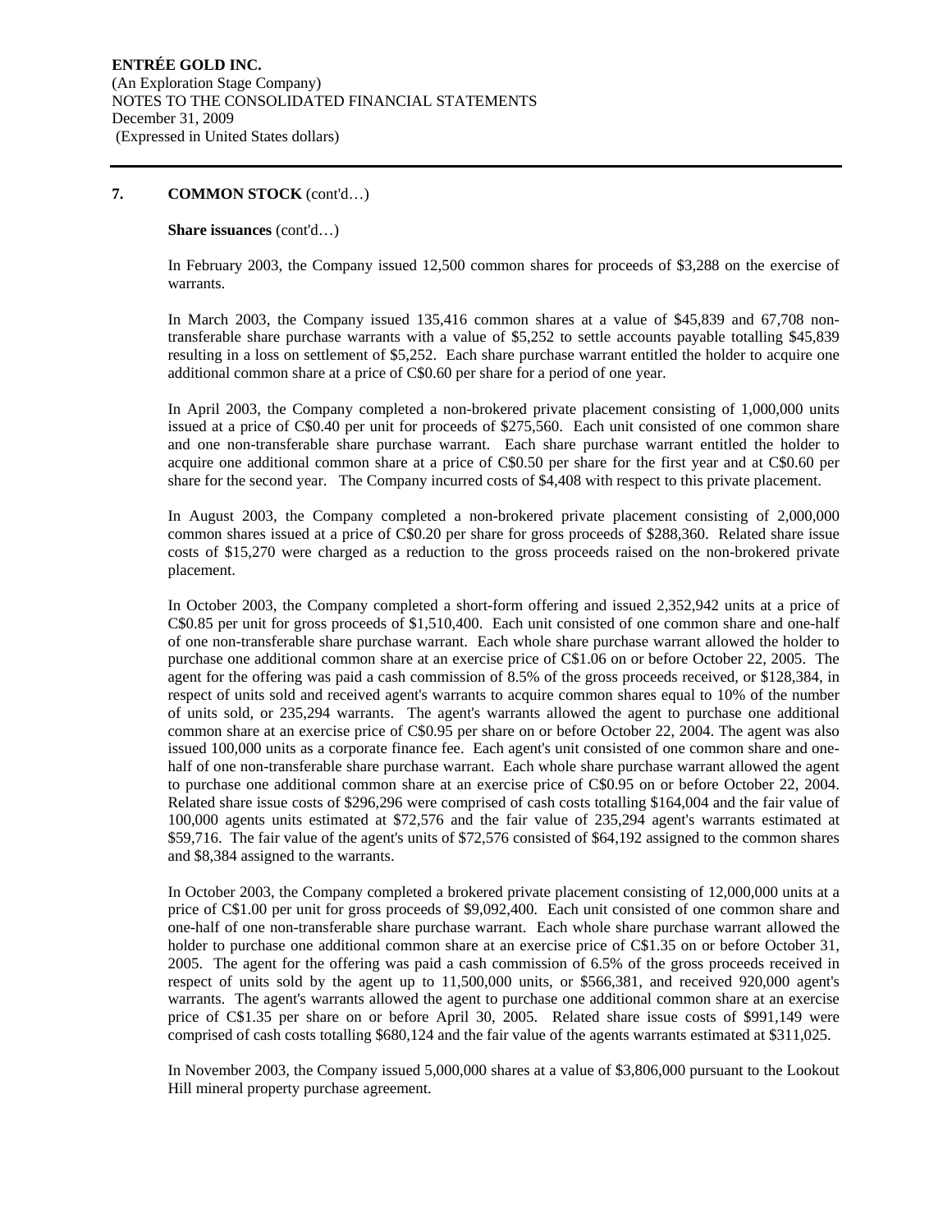## 7. COMMON STOCK (cont'd…)

**Share issuances** (cont'd…)

In February 2003, the Company issued 12,500 common shares for proceeds of $3,288 on the exercise of warrants.

In March 2003, the Company issued 135,416 common shares at a value of $45,839 and 67,708 non-transferable share purchase warrants with a value of $5,252 to settle accounts payable totalling $45,839 resulting in a loss on settlement of $5,252. Each share purchase warrant entitled the holder to acquire one additional common share at a price of C$0.60 per share for a period of one year.

In April 2003, the Company completed a non-brokered private placement consisting of 1,000,000 units issued at a price of C$0.40 per unit for proceeds of $275,560. Each unit consisted of one common share and one non-transferable share purchase warrant. Each share purchase warrant entitled the holder to acquire one additional common share at a price of C$0.50 per share for the first year and at C$0.60 per share for the second year. The Company incurred costs of $4,408 with respect to this private placement.

In August 2003, the Company completed a non-brokered private placement consisting of 2,000,000 common shares issued at a price of C$0.20 per share for gross proceeds of $288,360. Related share issue costs of $15,270 were charged as a reduction to the gross proceeds raised on the non-brokered private placement.

In October 2003, the Company completed a short-form offering and issued 2,352,942 units at a price of C$0.85 per unit for gross proceeds of $1,510,400. Each unit consisted of one common share and one-half of one non-transferable share purchase warrant. Each whole share purchase warrant allowed the holder to purchase one additional common share at an exercise price of C$1.06 on or before October 22, 2005. The agent for the offering was paid a cash commission of 8.5% of the gross proceeds received, or $128,384, in respect of units sold and received agent's warrants to acquire common shares equal to 10% of the number of units sold, or 235,294 warrants. The agent's warrants allowed the agent to purchase one additional common share at an exercise price of C$0.95 per share on or before October 22, 2004. The agent was also issued 100,000 units as a corporate finance fee. Each agent's unit consisted of one common share and one-half of one non-transferable share purchase warrant. Each whole share purchase warrant allowed the agent to purchase one additional common share at an exercise price of C$0.95 on or before October 22, 2004. Related share issue costs of $296,296 were comprised of cash costs totalling $164,004 and the fair value of 100,000 agents units estimated at $72,576 and the fair value of 235,294 agent's warrants estimated at $59,716. The fair value of the agent's units of $72,576 consisted of $64,192 assigned to the common shares and $8,384 assigned to the warrants.

In October 2003, the Company completed a brokered private placement consisting of 12,000,000 units at a price of C$1.00 per unit for gross proceeds of $9,092,400. Each unit consisted of one common share and one-half of one non-transferable share purchase warrant. Each whole share purchase warrant allowed the holder to purchase one additional common share at an exercise price of C$1.35 on or before October 31, 2005. The agent for the offering was paid a cash commission of 6.5% of the gross proceeds received in respect of units sold by the agent up to 11,500,000 units, or $566,381, and received 920,000 agent's warrants. The agent's warrants allowed the agent to purchase one additional common share at an exercise price of C$1.35 per share on or before April 30, 2005. Related share issue costs of $991,149 were comprised of cash costs totalling $680,124 and the fair value of the agents warrants estimated at $311,025.

In November 2003, the Company issued 5,000,000 shares at a value of $3,806,000 pursuant to the Lookout Hill mineral property purchase agreement.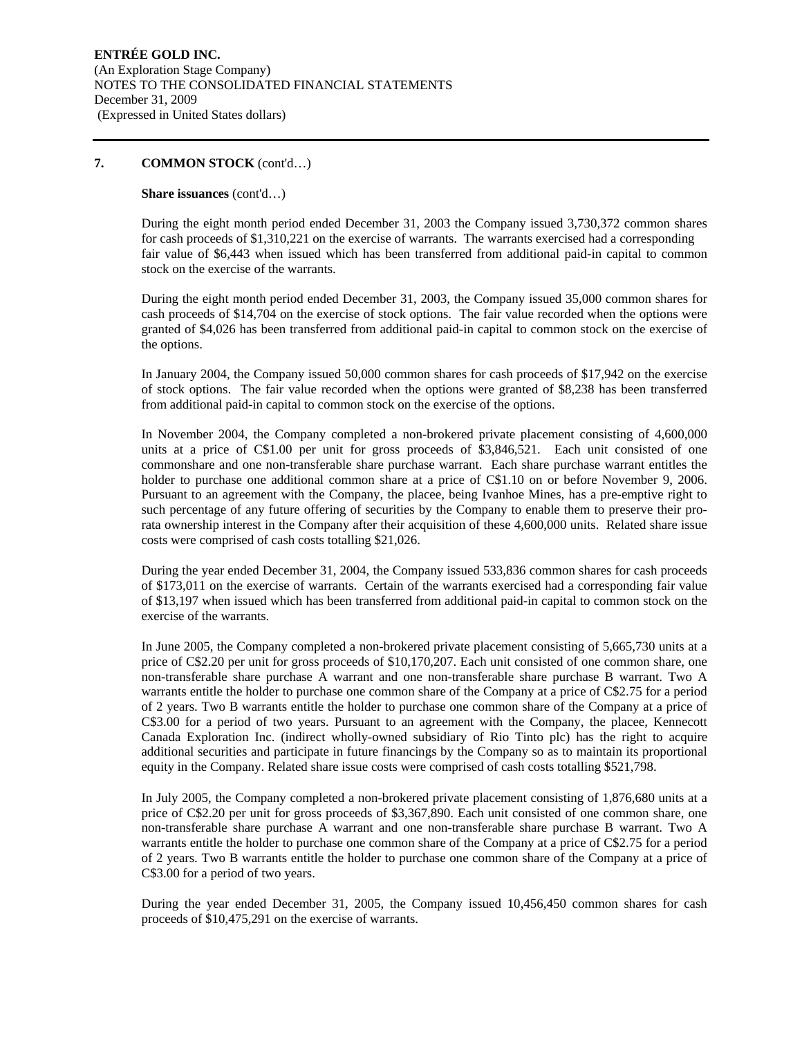## 7. COMMON STOCK (cont'd…)

**Share issuances** (cont'd…)

During the eight month period ended December 31, 2003 the Company issued 3,730,372 common shares for cash proceeds of $1,310,221 on the exercise of warrants. The warrants exercised had a corresponding fair value of $6,443 when issued which has been transferred from additional paid-in capital to common stock on the exercise of the warrants.

During the eight month period ended December 31, 2003, the Company issued 35,000 common shares for cash proceeds of $14,704 on the exercise of stock options. The fair value recorded when the options were granted of $4,026 has been transferred from additional paid-in capital to common stock on the exercise of the options.

In January 2004, the Company issued 50,000 common shares for cash proceeds of $17,942 on the exercise of stock options. The fair value recorded when the options were granted of $8,238 has been transferred from additional paid-in capital to common stock on the exercise of the options.

In November 2004, the Company completed a non-brokered private placement consisting of 4,600,000 units at a price of C$1.00 per unit for gross proceeds of $3,846,521. Each unit consisted of one commonshare and one non-transferable share purchase warrant. Each share purchase warrant entitles the holder to purchase one additional common share at a price of C$1.10 on or before November 9, 2006. Pursuant to an agreement with the Company, the placee, being Ivanhoe Mines, has a pre-emptive right to such percentage of any future offering of securities by the Company to enable them to preserve their pro-rata ownership interest in the Company after their acquisition of these 4,600,000 units. Related share issue costs were comprised of cash costs totalling $21,026.

During the year ended December 31, 2004, the Company issued 533,836 common shares for cash proceeds of $173,011 on the exercise of warrants. Certain of the warrants exercised had a corresponding fair value of $13,197 when issued which has been transferred from additional paid-in capital to common stock on the exercise of the warrants.

In June 2005, the Company completed a non-brokered private placement consisting of 5,665,730 units at a price of C$2.20 per unit for gross proceeds of $10,170,207. Each unit consisted of one common share, one non-transferable share purchase A warrant and one non-transferable share purchase B warrant. Two A warrants entitle the holder to purchase one common share of the Company at a price of C$2.75 for a period of 2 years. Two B warrants entitle the holder to purchase one common share of the Company at a price of C$3.00 for a period of two years. Pursuant to an agreement with the Company, the placee, Kennecott Canada Exploration Inc. (indirect wholly-owned subsidiary of Rio Tinto plc) has the right to acquire additional securities and participate in future financings by the Company so as to maintain its proportional equity in the Company. Related share issue costs were comprised of cash costs totalling $521,798.

In July 2005, the Company completed a non-brokered private placement consisting of 1,876,680 units at a price of C$2.20 per unit for gross proceeds of $3,367,890. Each unit consisted of one common share, one non-transferable share purchase A warrant and one non-transferable share purchase B warrant. Two A warrants entitle the holder to purchase one common share of the Company at a price of C$2.75 for a period of 2 years. Two B warrants entitle the holder to purchase one common share of the Company at a price of C$3.00 for a period of two years.

During the year ended December 31, 2005, the Company issued 10,456,450 common shares for cash proceeds of $10,475,291 on the exercise of warrants.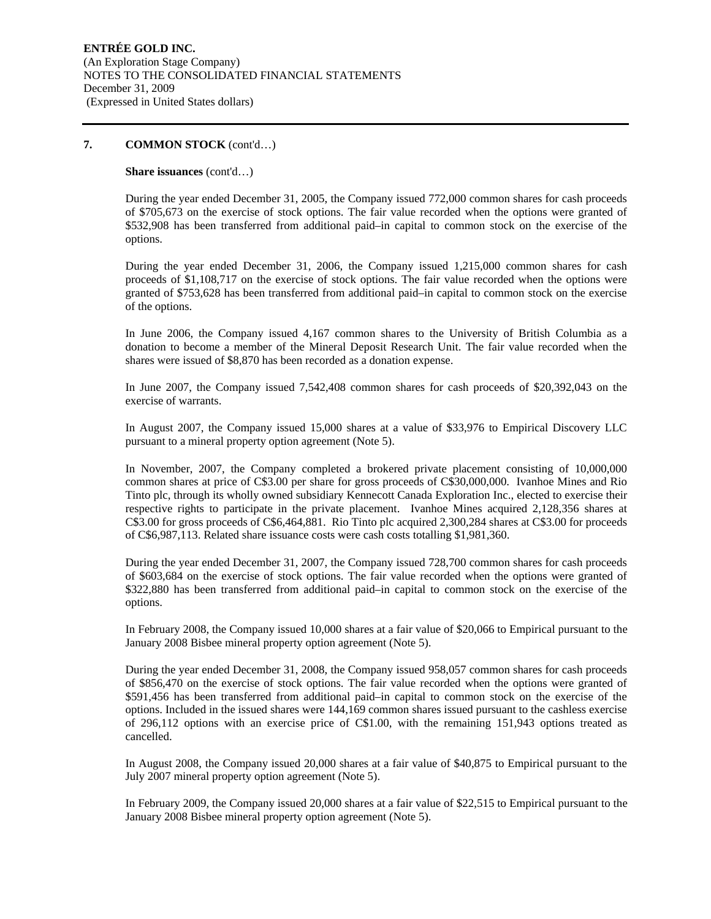## 7. COMMON STOCK (cont'd…)

**Share issuances** (cont'd…)

During the year ended December 31, 2005, the Company issued 772,000 common shares for cash proceeds of $705,673 on the exercise of stock options. The fair value recorded when the options were granted of $532,908 has been transferred from additional paid–in capital to common stock on the exercise of the options.

During the year ended December 31, 2006, the Company issued 1,215,000 common shares for cash proceeds of $1,108,717 on the exercise of stock options. The fair value recorded when the options were granted of $753,628 has been transferred from additional paid–in capital to common stock on the exercise of the options.

In June 2006, the Company issued 4,167 common shares to the University of British Columbia as a donation to become a member of the Mineral Deposit Research Unit. The fair value recorded when the shares were issued of $8,870 has been recorded as a donation expense.

In June 2007, the Company issued 7,542,408 common shares for cash proceeds of $20,392,043 on the exercise of warrants.

In August 2007, the Company issued 15,000 shares at a value of $33,976 to Empirical Discovery LLC pursuant to a mineral property option agreement (Note 5).

In November, 2007, the Company completed a brokered private placement consisting of 10,000,000 common shares at price of C$3.00 per share for gross proceeds of C$30,000,000. Ivanhoe Mines and Rio Tinto plc, through its wholly owned subsidiary Kennecott Canada Exploration Inc., elected to exercise their respective rights to participate in the private placement. Ivanhoe Mines acquired 2,128,356 shares at C$3.00 for gross proceeds of C$6,464,881. Rio Tinto plc acquired 2,300,284 shares at C$3.00 for proceeds of C$6,987,113. Related share issuance costs were cash costs totalling $1,981,360.

During the year ended December 31, 2007, the Company issued 728,700 common shares for cash proceeds of $603,684 on the exercise of stock options. The fair value recorded when the options were granted of $322,880 has been transferred from additional paid–in capital to common stock on the exercise of the options.

In February 2008, the Company issued 10,000 shares at a fair value of $20,066 to Empirical pursuant to the January 2008 Bisbee mineral property option agreement (Note 5).

During the year ended December 31, 2008, the Company issued 958,057 common shares for cash proceeds of $856,470 on the exercise of stock options. The fair value recorded when the options were granted of $591,456 has been transferred from additional paid–in capital to common stock on the exercise of the options. Included in the issued shares were 144,169 common shares issued pursuant to the cashless exercise of 296,112 options with an exercise price of C$1.00, with the remaining 151,943 options treated as cancelled.

In August 2008, the Company issued 20,000 shares at a fair value of $40,875 to Empirical pursuant to the July 2007 mineral property option agreement (Note 5).

In February 2009, the Company issued 20,000 shares at a fair value of $22,515 to Empirical pursuant to the January 2008 Bisbee mineral property option agreement (Note 5).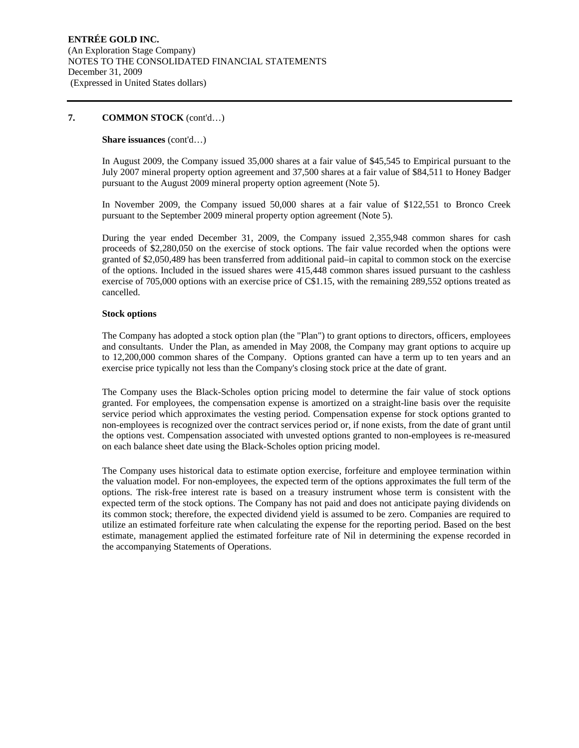## 7. COMMON STOCK (cont'd…)

**Share issuances** (cont'd…)

In August 2009, the Company issued 35,000 shares at a fair value of $45,545 to Empirical pursuant to the July 2007 mineral property option agreement and 37,500 shares at a fair value of $84,511 to Honey Badger pursuant to the August 2009 mineral property option agreement (Note 5).

In November 2009, the Company issued 50,000 shares at a fair value of $122,551 to Bronco Creek pursuant to the September 2009 mineral property option agreement (Note 5).

During the year ended December 31, 2009, the Company issued 2,355,948 common shares for cash proceeds of $2,280,050 on the exercise of stock options. The fair value recorded when the options were granted of $2,050,489 has been transferred from additional paid–in capital to common stock on the exercise of the options. Included in the issued shares were 415,448 common shares issued pursuant to the cashless exercise of 705,000 options with an exercise price of C$1.15, with the remaining 289,552 options treated as cancelled.

**Stock options**

The Company has adopted a stock option plan (the "Plan") to grant options to directors, officers, employees and consultants. Under the Plan, as amended in May 2008, the Company may grant options to acquire up to 12,200,000 common shares of the Company. Options granted can have a term up to ten years and an exercise price typically not less than the Company's closing stock price at the date of grant.

The Company uses the Black-Scholes option pricing model to determine the fair value of stock options granted. For employees, the compensation expense is amortized on a straight-line basis over the requisite service period which approximates the vesting period. Compensation expense for stock options granted to non-employees is recognized over the contract services period or, if none exists, from the date of grant until the options vest. Compensation associated with unvested options granted to non-employees is re-measured on each balance sheet date using the Black-Scholes option pricing model.

The Company uses historical data to estimate option exercise, forfeiture and employee termination within the valuation model. For non-employees, the expected term of the options approximates the full term of the options. The risk-free interest rate is based on a treasury instrument whose term is consistent with the expected term of the stock options. The Company has not paid and does not anticipate paying dividends on its common stock; therefore, the expected dividend yield is assumed to be zero. Companies are required to utilize an estimated forfeiture rate when calculating the expense for the reporting period. Based on the best estimate, management applied the estimated forfeiture rate of Nil in determining the expense recorded in the accompanying Statements of Operations.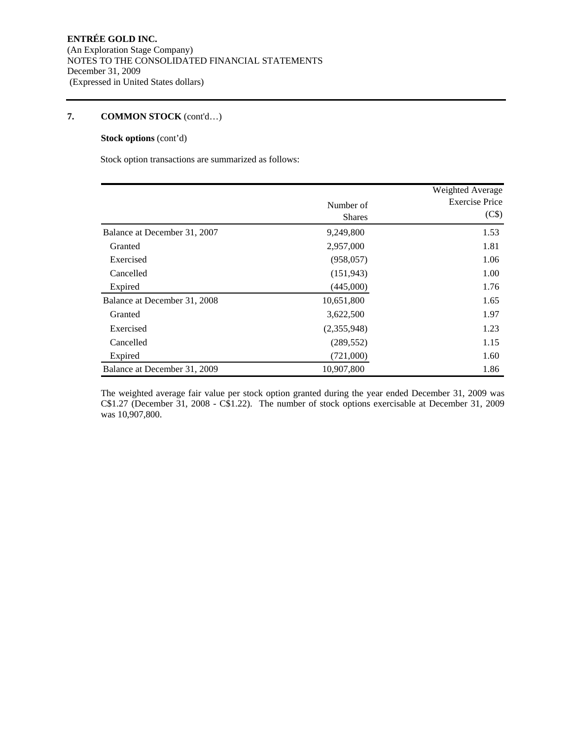**ENTRÉE GOLD INC.**
(An Exploration Stage Company)
NOTES TO THE CONSOLIDATED FINANCIAL STATEMENTS
December 31, 2009
(Expressed in United States dollars)

## 7. COMMON STOCK (cont'd…)

**Stock options** (cont'd)

Stock option transactions are summarized as follows:

| | Number of Shares | Weighted Average Exercise Price (C$) |
|---|---|---|
| Balance at December 31, 2007 | 9,249,800 | 1.53 |
| Granted | 2,957,000 | 1.81 |
| Exercised | (958,057) | 1.06 |
| Cancelled | (151,943) | 1.00 |
| Expired | (445,000) | 1.76 |
| Balance at December 31, 2008 | 10,651,800 | 1.65 |
| Granted | 3,622,500 | 1.97 |
| Exercised | (2,355,948) | 1.23 |
| Cancelled | (289,552) | 1.15 |
| Expired | (721,000) | 1.60 |
| Balance at December 31, 2009 | 10,907,800 | 1.86 |

The weighted average fair value per stock option granted during the year ended December 31, 2009 was C$1.27 (December 31, 2008 - C$1.22). The number of stock options exercisable at December 31, 2009 was 10,907,800.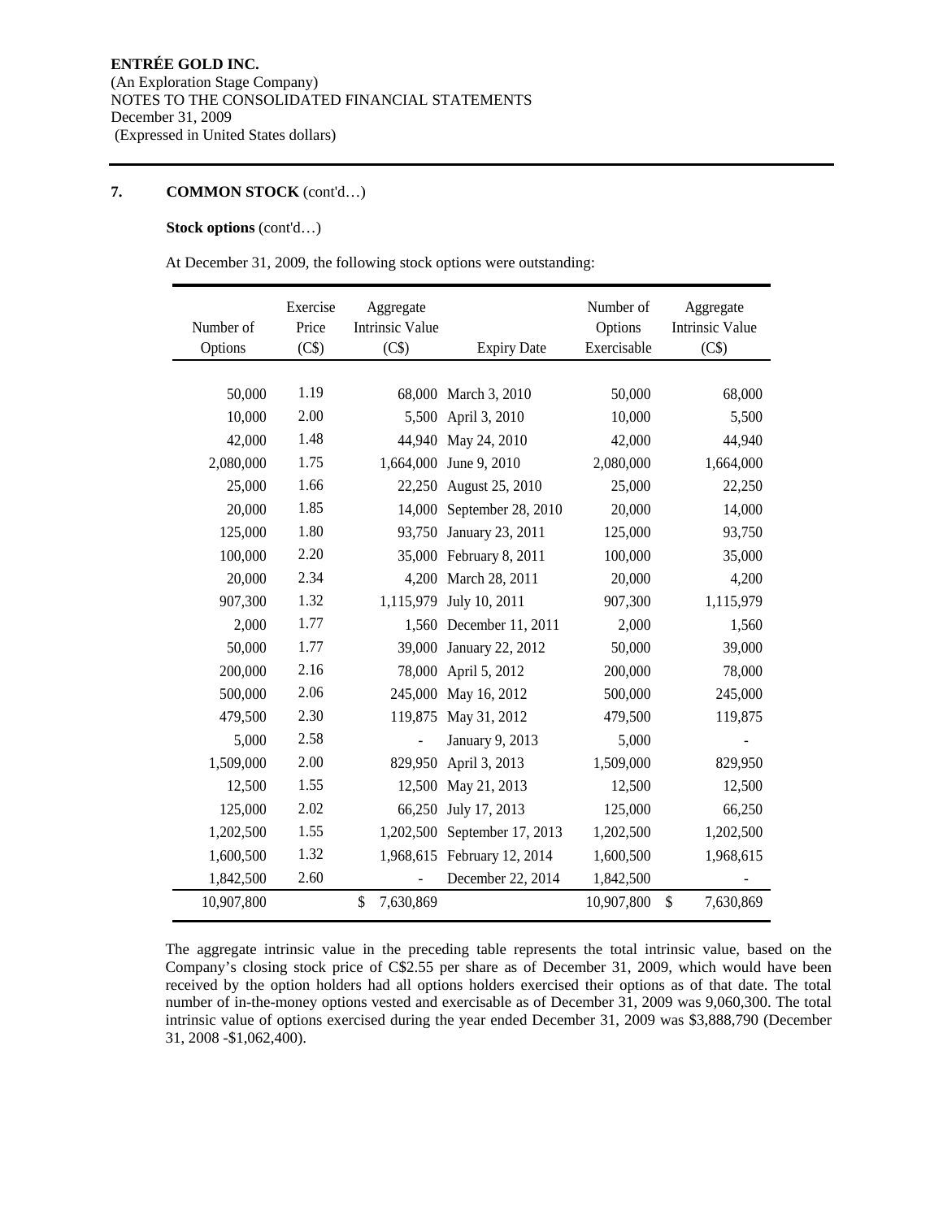**ENTRÉE GOLD INC.**
(An Exploration Stage Company)
NOTES TO THE CONSOLIDATED FINANCIAL STATEMENTS
December 31, 2009
(Expressed in United States dollars)

**7. COMMON STOCK** (cont'd…)

**Stock options** (cont'd…)

At December 31, 2009, the following stock options were outstanding:

| Number of Options | Exercise Price (C$) | Aggregate Intrinsic Value (C$) | Expiry Date | Number of Options Exercisable | Aggregate Intrinsic Value (C$) |
|---|---|---|---|---|---|
| 50,000 | 1.19 | 68,000 | March 3, 2010 | 50,000 | 68,000 |
| 10,000 | 2.00 | 5,500 | April 3, 2010 | 10,000 | 5,500 |
| 42,000 | 1.48 | 44,940 | May 24, 2010 | 42,000 | 44,940 |
| 2,080,000 | 1.75 | 1,664,000 | June 9, 2010 | 2,080,000 | 1,664,000 |
| 25,000 | 1.66 | 22,250 | August 25, 2010 | 25,000 | 22,250 |
| 20,000 | 1.85 | 14,000 | September 28, 2010 | 20,000 | 14,000 |
| 125,000 | 1.80 | 93,750 | January 23, 2011 | 125,000 | 93,750 |
| 100,000 | 2.20 | 35,000 | February 8, 2011 | 100,000 | 35,000 |
| 20,000 | 2.34 | 4,200 | March 28, 2011 | 20,000 | 4,200 |
| 907,300 | 1.32 | 1,115,979 | July 10, 2011 | 907,300 | 1,115,979 |
| 2,000 | 1.77 | 1,560 | December 11, 2011 | 2,000 | 1,560 |
| 50,000 | 1.77 | 39,000 | January 22, 2012 | 50,000 | 39,000 |
| 200,000 | 2.16 | 78,000 | April 5, 2012 | 200,000 | 78,000 |
| 500,000 | 2.06 | 245,000 | May 16, 2012 | 500,000 | 245,000 |
| 479,500 | 2.30 | 119,875 | May 31, 2012 | 479,500 | 119,875 |
| 5,000 | 2.58 | - | January 9, 2013 | 5,000 | - |
| 1,509,000 | 2.00 | 829,950 | April 3, 2013 | 1,509,000 | 829,950 |
| 12,500 | 1.55 | 12,500 | May 21, 2013 | 12,500 | 12,500 |
| 125,000 | 2.02 | 66,250 | July 17, 2013 | 125,000 | 66,250 |
| 1,202,500 | 1.55 | 1,202,500 | September 17, 2013 | 1,202,500 | 1,202,500 |
| 1,600,500 | 1.32 | 1,968,615 | February 12, 2014 | 1,600,500 | 1,968,615 |
| 1,842,500 | 2.60 | - | December 22, 2014 | 1,842,500 | - |
| 10,907,800 | | $ 7,630,869 | | 10,907,800 | $ 7,630,869 |

The aggregate intrinsic value in the preceding table represents the total intrinsic value, based on the Company's closing stock price of C$2.55 per share as of December 31, 2009, which would have been received by the option holders had all options holders exercised their options as of that date. The total number of in-the-money options vested and exercisable as of December 31, 2009 was 9,060,300. The total intrinsic value of options exercised during the year ended December 31, 2009 was $3,888,790 (December 31, 2008 -$1,062,400).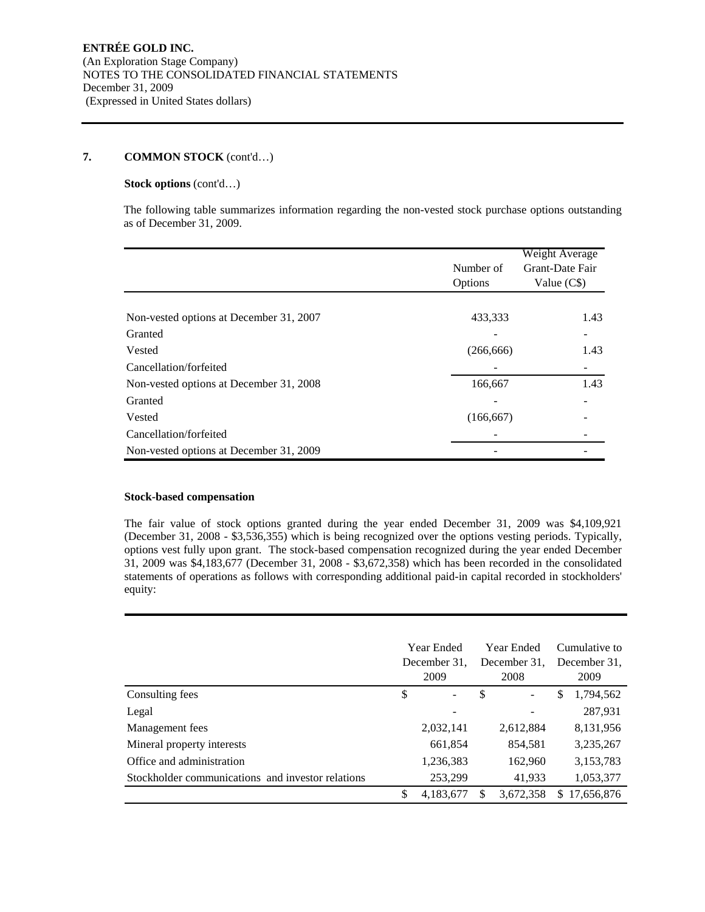## 7. COMMON STOCK (cont'd…)

**Stock options** (cont'd…)

The following table summarizes information regarding the non-vested stock purchase options outstanding as of December 31, 2009.

| | Number of Options | Weight Average Grant-Date Fair Value (C$) |
|---|---|---|
| Non-vested options at December 31, 2007 | 433,333 | 1.43 |
| Granted | - | - |
| Vested | (266,666) | 1.43 |
| Cancellation/forfeited | - | - |
| Non-vested options at December 31, 2008 | 166,667 | 1.43 |
| Granted | - | - |
| Vested | (166,667) | - |
| Cancellation/forfeited | - | - |
| Non-vested options at December 31, 2009 | - | - |

**Stock-based compensation**

The fair value of stock options granted during the year ended December 31, 2009 was $4,109,921 (December 31, 2008 - $3,536,355) which is being recognized over the options vesting periods. Typically, options vest fully upon grant. The stock-based compensation recognized during the year ended December 31, 2009 was $4,183,677 (December 31, 2008 - $3,672,358) which has been recorded in the consolidated statements of operations as follows with corresponding additional paid-in capital recorded in stockholders' equity:

| | Year Ended December 31, 2009 | Year Ended December 31, 2008 | Cumulative to December 31, 2009 |
|---|---|---|---|
| Consulting fees | $ - | $ - | $ 1,794,562 |
| Legal | - | - | 287,931 |
| Management fees | 2,032,141 | 2,612,884 | 8,131,956 |
| Mineral property interests | 661,854 | 854,581 | 3,235,267 |
| Office and administration | 1,236,383 | 162,960 | 3,153,783 |
| Stockholder communications and investor relations | 253,299 | 41,933 | 1,053,377 |
| | $ 4,183,677 | $ 3,672,358 | $ 17,656,876 |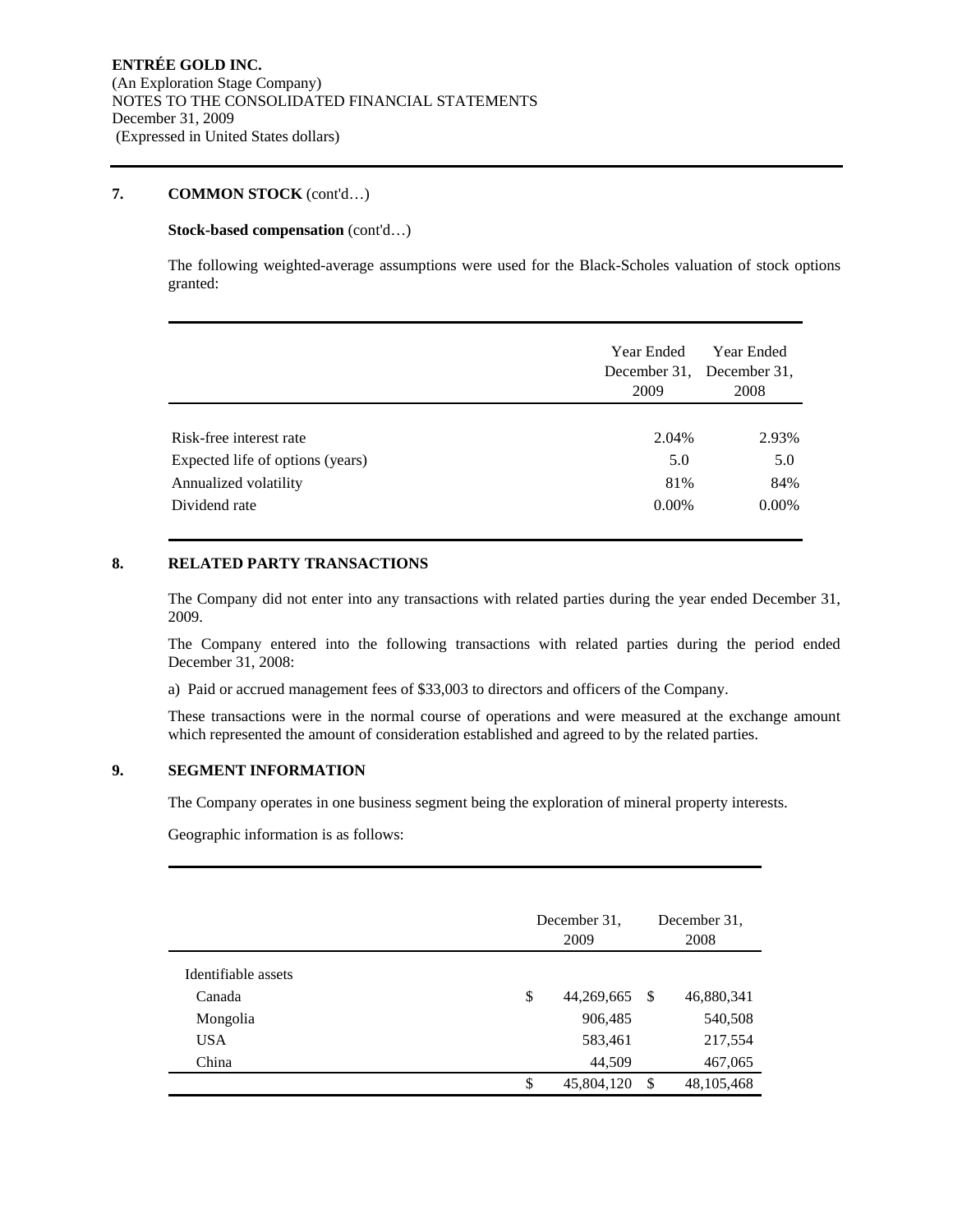**ENTRÉE GOLD INC.**
(An Exploration Stage Company)
NOTES TO THE CONSOLIDATED FINANCIAL STATEMENTS
December 31, 2009
(Expressed in United States dollars)

## 7. COMMON STOCK (cont'd…)

**Stock-based compensation** (cont'd…)

The following weighted-average assumptions were used for the Black-Scholes valuation of stock options granted:

| | Year Ended December 31, 2009 | Year Ended December 31, 2008 |
|---|---|---|
| Risk-free interest rate | 2.04% | 2.93% |
| Expected life of options (years) | 5.0 | 5.0 |
| Annualized volatility | 81% | 84% |
| Dividend rate | 0.00% | 0.00% |

## 8. RELATED PARTY TRANSACTIONS

The Company did not enter into any transactions with related parties during the year ended December 31, 2009.

The Company entered into the following transactions with related parties during the period ended December 31, 2008:

a) Paid or accrued management fees of $33,003 to directors and officers of the Company.

These transactions were in the normal course of operations and were measured at the exchange amount which represented the amount of consideration established and agreed to by the related parties.

## 9. SEGMENT INFORMATION

The Company operates in one business segment being the exploration of mineral property interests.

Geographic information is as follows:

| | December 31, 2009 | December 31, 2008 |
|---|---|---|
| Identifiable assets | | |
| Canada | $ 44,269,665 | $ 46,880,341 |
| Mongolia | 906,485 | 540,508 |
| USA | 583,461 | 217,554 |
| China | 44,509 | 467,065 |
| | $ 45,804,120 | $ 48,105,468 |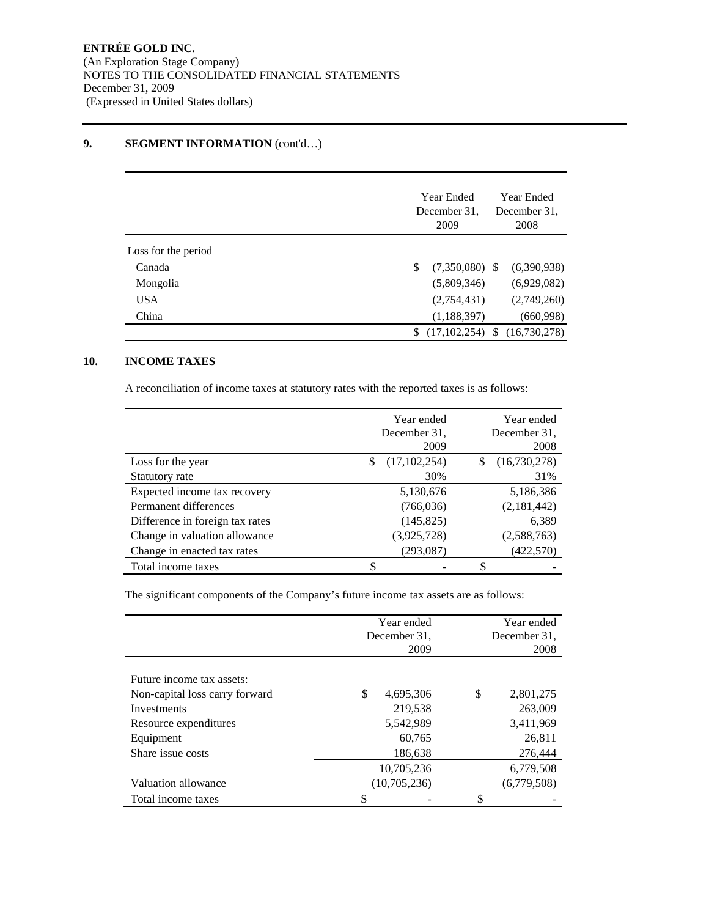**ENTRÉE GOLD INC.**
(An Exploration Stage Company)
NOTES TO THE CONSOLIDATED FINANCIAL STATEMENTS
December 31, 2009
(Expressed in United States dollars)

## 9. SEGMENT INFORMATION (cont'd…)

| | Year Ended December 31, 2009 | Year Ended December 31, 2008 |
|---|---|---|
| Loss for the period | | |
| Canada | $ (7,350,080) | $ (6,390,938) |
| Mongolia | (5,809,346) | (6,929,082) |
| USA | (2,754,431) | (2,749,260) |
| China | (1,188,397) | (660,998) |
| | $ (17,102,254) | $ (16,730,278) |

## 10. INCOME TAXES

A reconciliation of income taxes at statutory rates with the reported taxes is as follows:

| | Year ended December 31, 2009 | Year ended December 31, 2008 |
|---|---|---|
| Loss for the year | $ (17,102,254) | $ (16,730,278) |
| Statutory rate | 30% | 31% |
| Expected income tax recovery | 5,130,676 | 5,186,386 |
| Permanent differences | (766,036) | (2,181,442) |
| Difference in foreign tax rates | (145,825) | 6,389 |
| Change in valuation allowance | (3,925,728) | (2,588,763) |
| Change in enacted tax rates | (293,087) | (422,570) |
| Total income taxes | $ - | $ - |

The significant components of the Company's future income tax assets are as follows:

| | Year ended December 31, 2009 | Year ended December 31, 2008 |
|---|---|---|
| Future income tax assets: | | |
| Non-capital loss carry forward | $ 4,695,306 | $ 2,801,275 |
| Investments | 219,538 | 263,009 |
| Resource expenditures | 5,542,989 | 3,411,969 |
| Equipment | 60,765 | 26,811 |
| Share issue costs | 186,638 | 276,444 |
| | 10,705,236 | 6,779,508 |
| Valuation allowance | (10,705,236) | (6,779,508) |
| Total income taxes | $ - | $ - |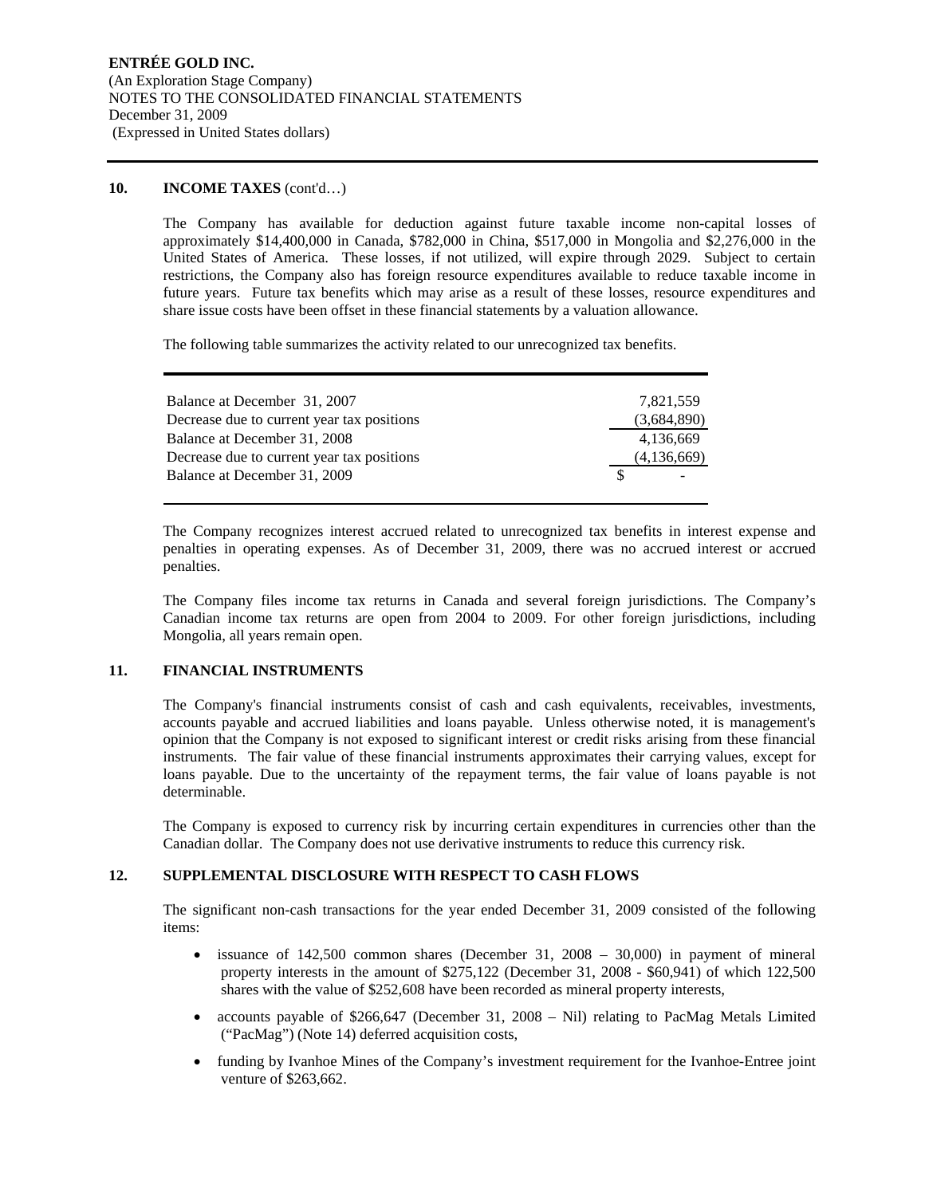## 10. INCOME TAXES (cont'd…)

The Company has available for deduction against future taxable income non-capital losses of approximately \$14,400,000 in Canada, \$782,000 in China, \$517,000 in Mongolia and \$2,276,000 in the United States of America. These losses, if not utilized, will expire through 2029. Subject to certain restrictions, the Company also has foreign resource expenditures available to reduce taxable income in future years. Future tax benefits which may arise as a result of these losses, resource expenditures and share issue costs have been offset in these financial statements by a valuation allowance.

The following table summarizes the activity related to our unrecognized tax benefits.

| | |
|---|---|
| Balance at December 31, 2007 | 7,821,559 |
| Decrease due to current year tax positions | (3,684,890) |
| Balance at December 31, 2008 | 4,136,669 |
| Decrease due to current year tax positions | (4,136,669) |
| Balance at December 31, 2009 | $ - |

The Company recognizes interest accrued related to unrecognized tax benefits in interest expense and penalties in operating expenses. As of December 31, 2009, there was no accrued interest or accrued penalties.

The Company files income tax returns in Canada and several foreign jurisdictions. The Company's Canadian income tax returns are open from 2004 to 2009. For other foreign jurisdictions, including Mongolia, all years remain open.

## 11. FINANCIAL INSTRUMENTS

The Company's financial instruments consist of cash and cash equivalents, receivables, investments, accounts payable and accrued liabilities and loans payable. Unless otherwise noted, it is management's opinion that the Company is not exposed to significant interest or credit risks arising from these financial instruments. The fair value of these financial instruments approximates their carrying values, except for loans payable. Due to the uncertainty of the repayment terms, the fair value of loans payable is not determinable.

The Company is exposed to currency risk by incurring certain expenditures in currencies other than the Canadian dollar. The Company does not use derivative instruments to reduce this currency risk.

## 12. SUPPLEMENTAL DISCLOSURE WITH RESPECT TO CASH FLOWS

The significant non-cash transactions for the year ended December 31, 2009 consisted of the following items:

- issuance of 142,500 common shares (December 31, 2008 – 30,000) in payment of mineral property interests in the amount of \$275,122 (December 31, 2008 - \$60,941) of which 122,500 shares with the value of \$252,608 have been recorded as mineral property interests,
- accounts payable of \$266,647 (December 31, 2008 – Nil) relating to PacMag Metals Limited ("PacMag") (Note 14) deferred acquisition costs,
- funding by Ivanhoe Mines of the Company's investment requirement for the Ivanhoe-Entree joint venture of \$263,662.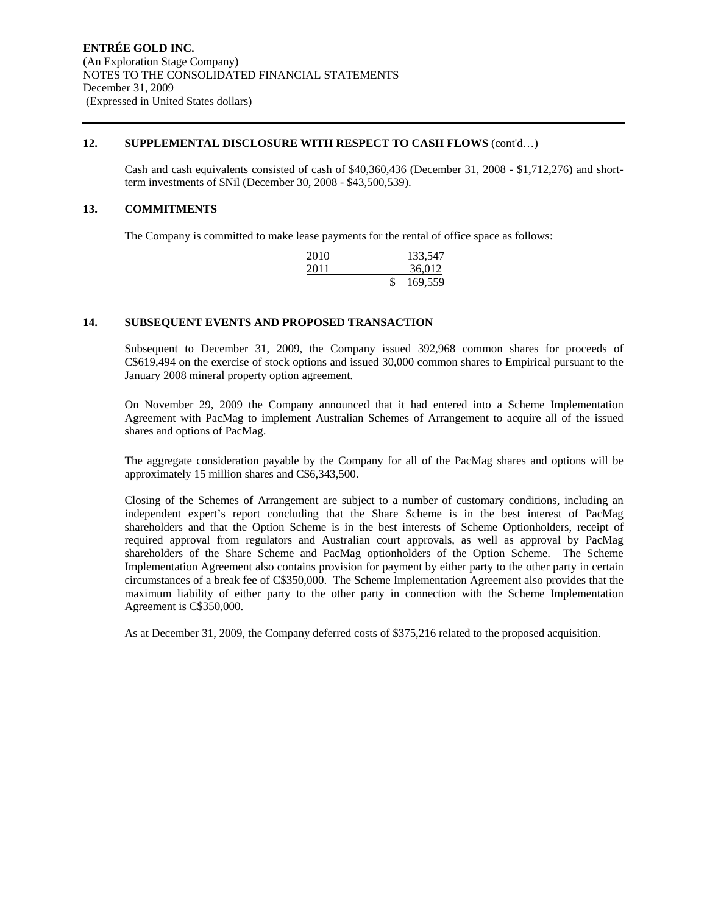## 12. SUPPLEMENTAL DISCLOSURE WITH RESPECT TO CASH FLOWS (cont'd…)

Cash and cash equivalents consisted of cash of $40,360,436 (December 31, 2008 - $1,712,276) and short-term investments of $Nil (December 30, 2008 - $43,500,539).

## 13. COMMITMENTS

The Company is committed to make lease payments for the rental of office space as follows:

| | |
|---|---|
| 2010 | 133,547 |
| 2011 | 36,012 |
| | $ 169,559 |

## 14. SUBSEQUENT EVENTS AND PROPOSED TRANSACTION

Subsequent to December 31, 2009, the Company issued 392,968 common shares for proceeds of C$619,494 on the exercise of stock options and issued 30,000 common shares to Empirical pursuant to the January 2008 mineral property option agreement.

On November 29, 2009 the Company announced that it had entered into a Scheme Implementation Agreement with PacMag to implement Australian Schemes of Arrangement to acquire all of the issued shares and options of PacMag.

The aggregate consideration payable by the Company for all of the PacMag shares and options will be approximately 15 million shares and C$6,343,500.

Closing of the Schemes of Arrangement are subject to a number of customary conditions, including an independent expert's report concluding that the Share Scheme is in the best interest of PacMag shareholders and that the Option Scheme is in the best interests of Scheme Optionholders, receipt of required approval from regulators and Australian court approvals, as well as approval by PacMag shareholders of the Share Scheme and PacMag optionholders of the Option Scheme. The Scheme Implementation Agreement also contains provision for payment by either party to the other party in certain circumstances of a break fee of C$350,000. The Scheme Implementation Agreement also provides that the maximum liability of either party to the other party in connection with the Scheme Implementation Agreement is C$350,000.

As at December 31, 2009, the Company deferred costs of $375,216 related to the proposed acquisition.